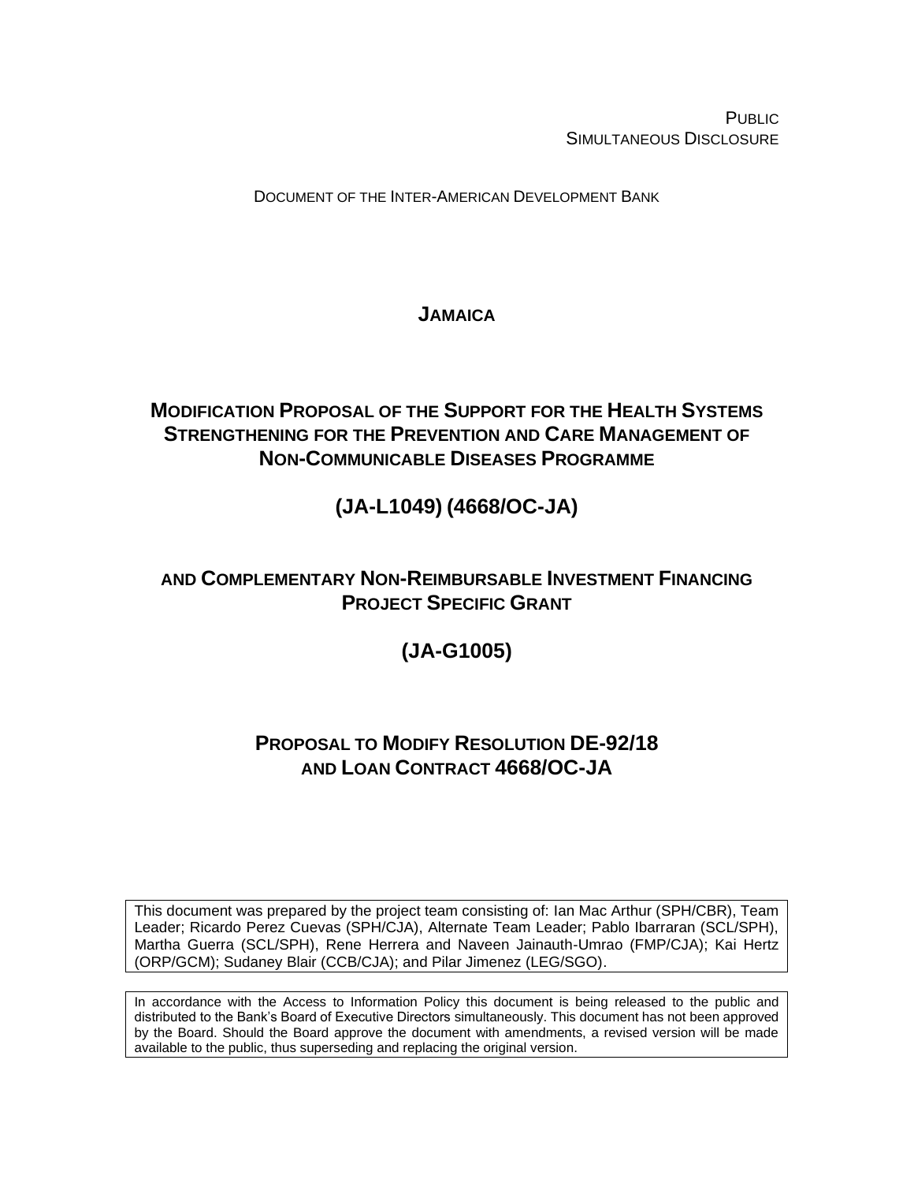PUBLIC
SIMULTANEOUS DISCLOSURE

DOCUMENT OF THE INTER-AMERICAN DEVELOPMENT BANK

# JAMAICA

# MODIFICATION PROPOSAL OF THE SUPPORT FOR THE HEALTH SYSTEMS STRENGTHENING FOR THE PREVENTION AND CARE MANAGEMENT OF NON-COMMUNICABLE DISEASES PROGRAMME

## (JA-L1049) (4668/OC-JA)

## AND COMPLEMENTARY NON-REIMBURSABLE INVESTMENT FINANCING PROJECT SPECIFIC GRANT

## (JA-G1005)

## PROPOSAL TO MODIFY RESOLUTION DE-92/18 AND LOAN CONTRACT 4668/OC-JA

This document was prepared by the project team consisting of: Ian Mac Arthur (SPH/CBR), Team Leader; Ricardo Perez Cuevas (SPH/CJA), Alternate Team Leader; Pablo Ibarraran (SCL/SPH), Martha Guerra (SCL/SPH), Rene Herrera and Naveen Jainauth-Umrao (FMP/CJA); Kai Hertz (ORP/GCM); Sudaney Blair (CCB/CJA); and Pilar Jimenez (LEG/SGO).

In accordance with the Access to Information Policy this document is being released to the public and distributed to the Bank's Board of Executive Directors simultaneously. This document has not been approved by the Board. Should the Board approve the document with amendments, a revised version will be made available to the public, thus superseding and replacing the original version.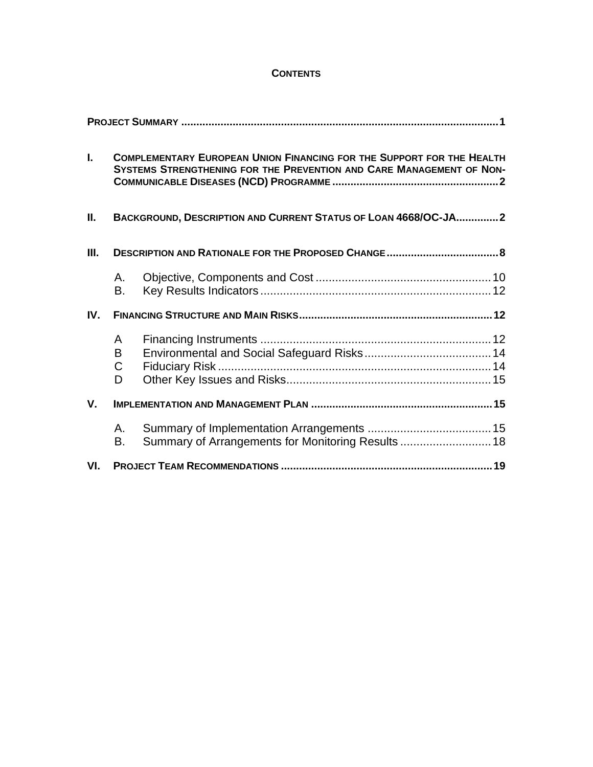## CONTENTS

**PROJECT SUMMARY** .......................................................................................................... **1**

**I. COMPLEMENTARY EUROPEAN UNION FINANCING FOR THE SUPPORT FOR THE HEALTH SYSTEMS STRENGTHENING FOR THE PREVENTION AND CARE MANAGEMENT OF NON-COMMUNICABLE DISEASES (NCD) PROGRAMME** ........................................................ **2**

**II. BACKGROUND, DESCRIPTION AND CURRENT STATUS OF LOAN 4668/OC-JA**.............. **2**

**III. DESCRIPTION AND RATIONALE FOR THE PROPOSED CHANGE** ..................................... **8**

- A. Objective, Components and Cost ...................................................... 10
- B. Key Results Indicators ....................................................................... 12

**IV. FINANCING STRUCTURE AND MAIN RISKS** ............................................................... **12**

- A Financing Instruments ....................................................................... 12
- B Environmental and Social Safeguard Risks ....................................... 14
- C Fiduciary Risk .................................................................................... 14
- D Other Key Issues and Risks ............................................................... 15

**V. IMPLEMENTATION AND MANAGEMENT PLAN** ............................................................ **15**

- A. Summary of Implementation Arrangements ...................................... 15
- B. Summary of Arrangements for Monitoring Results ............................ 18

**VI. PROJECT TEAM RECOMMENDATIONS** ..................................................................... **19**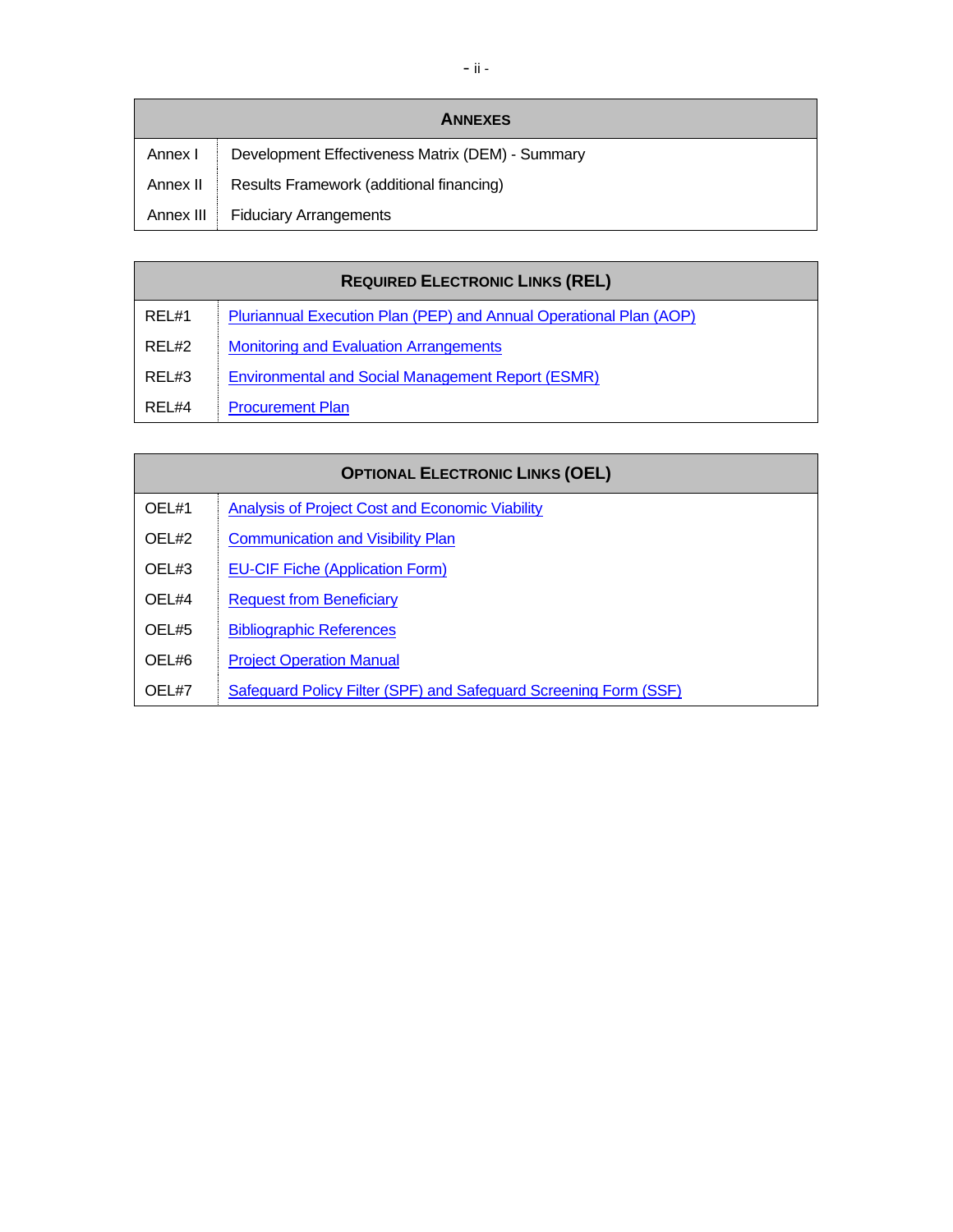| ANNEXES | |
|---|---|
| Annex I | Development Effectiveness Matrix (DEM) - Summary |
| Annex II | Results Framework (additional financing) |
| Annex III | Fiduciary Arrangements |

| REQUIRED ELECTRONIC LINKS (REL) | |
|---|---|
| REL#1 | Pluriannual Execution Plan (PEP) and Annual Operational Plan (AOP) |
| REL#2 | Monitoring and Evaluation Arrangements |
| REL#3 | Environmental and Social Management Report (ESMR) |
| REL#4 | Procurement Plan |

| OPTIONAL ELECTRONIC LINKS (OEL) | |
|---|---|
| OEL#1 | Analysis of Project Cost and Economic Viability |
| OEL#2 | Communication and Visibility Plan |
| OEL#3 | EU-CIF Fiche (Application Form) |
| OEL#4 | Request from Beneficiary |
| OEL#5 | Bibliographic References |
| OEL#6 | Project Operation Manual |
| OEL#7 | Safeguard Policy Filter (SPF) and Safeguard Screening Form (SSF) |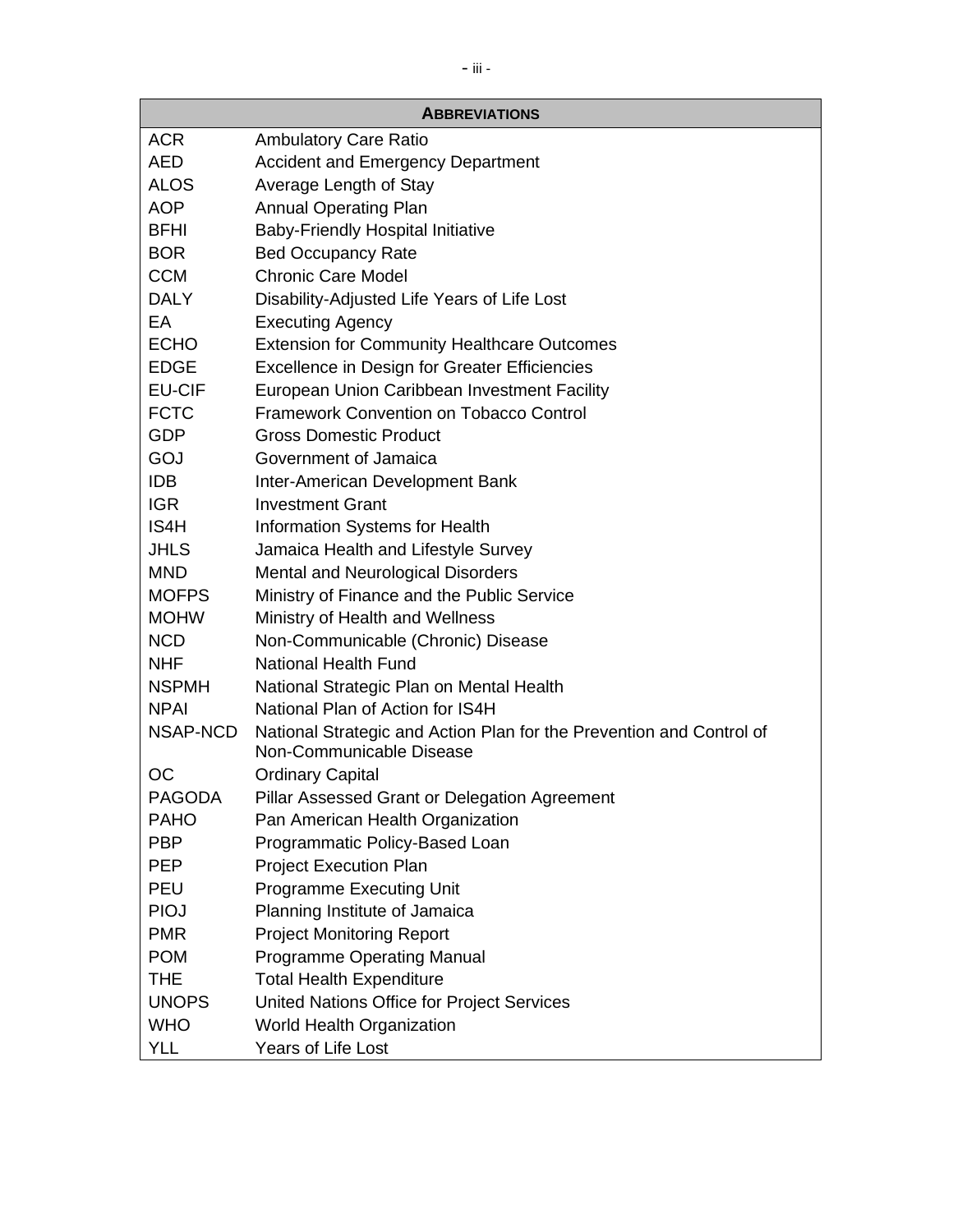| **ABBREVIATIONS** | |
|---|---|
| ACR | Ambulatory Care Ratio |
| AED | Accident and Emergency Department |
| ALOS | Average Length of Stay |
| AOP | Annual Operating Plan |
| BFHI | Baby-Friendly Hospital Initiative |
| BOR | Bed Occupancy Rate |
| CCM | Chronic Care Model |
| DALY | Disability-Adjusted Life Years of Life Lost |
| EA | Executing Agency |
| ECHO | Extension for Community Healthcare Outcomes |
| EDGE | Excellence in Design for Greater Efficiencies |
| EU-CIF | European Union Caribbean Investment Facility |
| FCTC | Framework Convention on Tobacco Control |
| GDP | Gross Domestic Product |
| GOJ | Government of Jamaica |
| IDB | Inter-American Development Bank |
| IGR | Investment Grant |
| IS4H | Information Systems for Health |
| JHLS | Jamaica Health and Lifestyle Survey |
| MND | Mental and Neurological Disorders |
| MOFPS | Ministry of Finance and the Public Service |
| MOHW | Ministry of Health and Wellness |
| NCD | Non-Communicable (Chronic) Disease |
| NHF | National Health Fund |
| NSPMH | National Strategic Plan on Mental Health |
| NPAI | National Plan of Action for IS4H |
| NSAP-NCD | National Strategic and Action Plan for the Prevention and Control of Non-Communicable Disease |
| OC | Ordinary Capital |
| PAGODA | Pillar Assessed Grant or Delegation Agreement |
| PAHO | Pan American Health Organization |
| PBP | Programmatic Policy-Based Loan |
| PEP | Project Execution Plan |
| PEU | Programme Executing Unit |
| PIOJ | Planning Institute of Jamaica |
| PMR | Project Monitoring Report |
| POM | Programme Operating Manual |
| THE | Total Health Expenditure |
| UNOPS | United Nations Office for Project Services |
| WHO | World Health Organization |
| YLL | Years of Life Lost |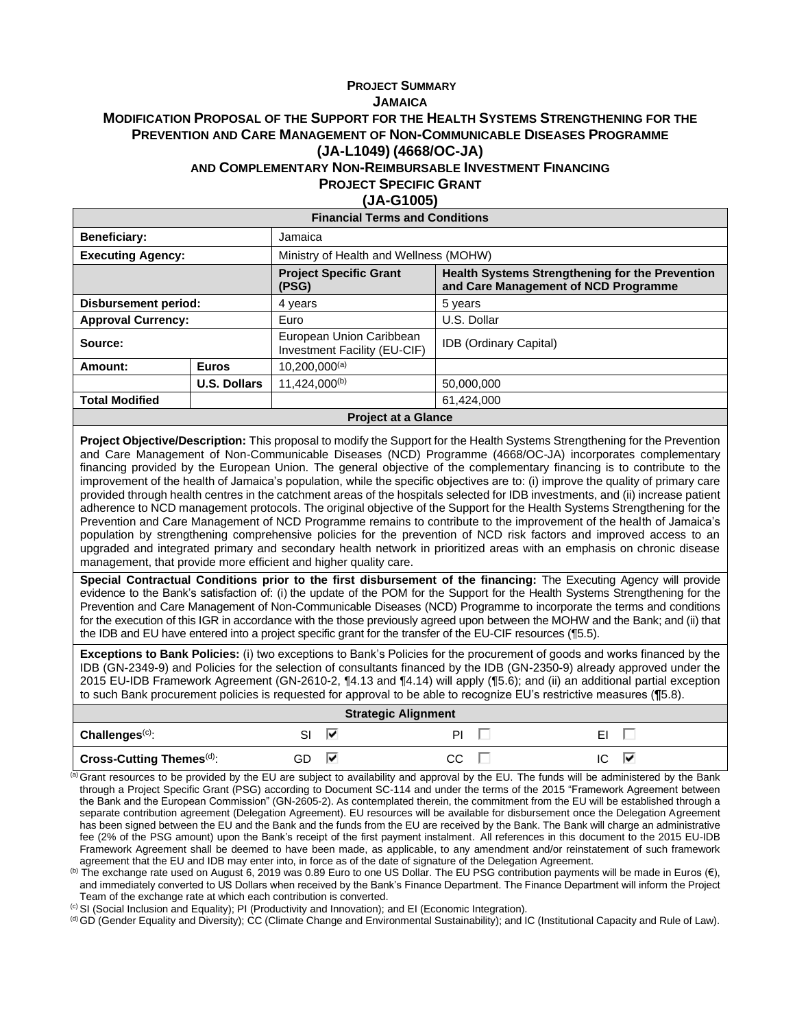**PROJECT SUMMARY**

**JAMAICA**

**MODIFICATION PROPOSAL OF THE SUPPORT FOR THE HEALTH SYSTEMS STRENGTHENING FOR THE PREVENTION AND CARE MANAGEMENT OF NON-COMMUNICABLE DISEASES PROGRAMME**

**(JA-L1049) (4668/OC-JA)**

**AND COMPLEMENTARY NON-REIMBURSABLE INVESTMENT FINANCING**

**PROJECT SPECIFIC GRANT**

**(JA-G1005)**

| **Financial Terms and Conditions** | | | |
|---|---|---|---|
| **Beneficiary:** | | Jamaica | |
| **Executing Agency:** | | Ministry of Health and Wellness (MOHW) | |
| | | **Project Specific Grant (PSG)** | **Health Systems Strengthening for the Prevention and Care Management of NCD Programme** |
| **Disbursement period:** | | 4 years | 5 years |
| **Approval Currency:** | | Euro | U.S. Dollar |
| **Source:** | | European Union Caribbean Investment Facility (EU-CIF) | IDB (Ordinary Capital) |
| **Amount:** | **Euros** | 10,200,000[(a)] | |
| | **U.S. Dollars** | 11,424,000[(b)] | 50,000,000 |
| **Total Modified** | | | 61,424,000 |

**Project at a Glance**

**Project Objective/Description:** This proposal to modify the Support for the Health Systems Strengthening for the Prevention and Care Management of Non-Communicable Diseases (NCD) Programme (4668/OC-JA) incorporates complementary financing provided by the European Union. The general objective of the complementary financing is to contribute to the improvement of the health of Jamaica's population, while the specific objectives are to: (i) improve the quality of primary care provided through health centres in the catchment areas of the hospitals selected for IDB investments, and (ii) increase patient adherence to NCD management protocols. The original objective of the Support for the Health Systems Strengthening for the Prevention and Care Management of NCD Programme remains to contribute to the improvement of the health of Jamaica's population by strengthening comprehensive policies for the prevention of NCD risk factors and improved access to an upgraded and integrated primary and secondary health network in prioritized areas with an emphasis on chronic disease management, that provide more efficient and higher quality care.

**Special Contractual Conditions prior to the first disbursement of the financing:** The Executing Agency will provide evidence to the Bank's satisfaction of: (i) the update of the POM for the Support for the Health Systems Strengthening for the Prevention and Care Management of Non-Communicable Diseases (NCD) Programme to incorporate the terms and conditions for the execution of this IGR in accordance with the those previously agreed upon between the MOHW and the Bank; and (ii) that the IDB and EU have entered into a project specific grant for the transfer of the EU-CIF resources (¶5.5).

**Exceptions to Bank Policies:** (i) two exceptions to Bank's Policies for the procurement of goods and works financed by the IDB (GN-2349-9) and Policies for the selection of consultants financed by the IDB (GN-2350-9) already approved under the 2015 EU-IDB Framework Agreement (GN-2610-2, ¶4.13 and ¶4.14) will apply (¶5.6); and (ii) an additional partial exception to such Bank procurement policies is requested for approval to be able to recognize EU's restrictive measures (¶5.8).

| **Strategic Alignment** | | | |
|---|---|---|---|
| **Challenges**[(c)]: | SI ☑ | PI ☐ | EI ☐ |
| **Cross-Cutting Themes**[(d)]: | GD ☑ | CC ☐ | IC ☑ |

[(a)] Grant resources to be provided by the EU are subject to availability and approval by the EU. The funds will be administered by the Bank through a Project Specific Grant (PSG) according to Document SC-114 and under the terms of the 2015 "Framework Agreement between the Bank and the European Commission" (GN-2605-2). As contemplated therein, the commitment from the EU will be established through a separate contribution agreement (Delegation Agreement). EU resources will be available for disbursement once the Delegation Agreement has been signed between the EU and the Bank and the funds from the EU are received by the Bank. The Bank will charge an administrative fee (2% of the PSG amount) upon the Bank's receipt of the first payment instalment. All references in this document to the 2015 EU-IDB Framework Agreement shall be deemed to have been made, as applicable, to any amendment and/or reinstatement of such framework agreement that the EU and IDB may enter into, in force as of the date of signature of the Delegation Agreement.

[(b)] The exchange rate used on August 6, 2019 was 0.89 Euro to one US Dollar. The EU PSG contribution payments will be made in Euros (€), and immediately converted to US Dollars when received by the Bank's Finance Department. The Finance Department will inform the Project Team of the exchange rate at which each contribution is converted.

[(c)] SI (Social Inclusion and Equality); PI (Productivity and Innovation); and EI (Economic Integration).

[(d)] GD (Gender Equality and Diversity); CC (Climate Change and Environmental Sustainability); and IC (Institutional Capacity and Rule of Law).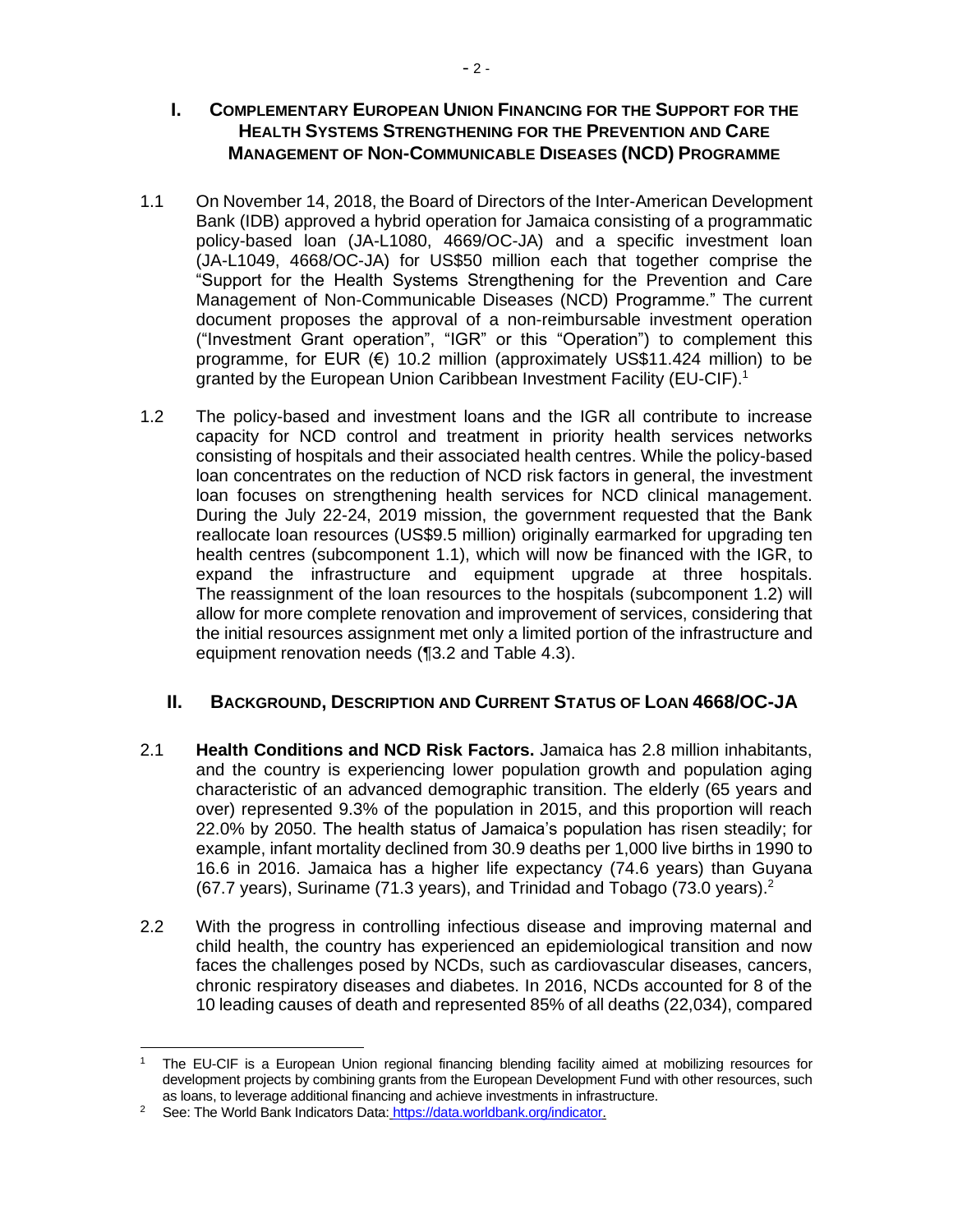## I. COMPLEMENTARY EUROPEAN UNION FINANCING FOR THE SUPPORT FOR THE HEALTH SYSTEMS STRENGTHENING FOR THE PREVENTION AND CARE MANAGEMENT OF NON-COMMUNICABLE DISEASES (NCD) PROGRAMME

1.1 On November 14, 2018, the Board of Directors of the Inter-American Development Bank (IDB) approved a hybrid operation for Jamaica consisting of a programmatic policy-based loan (JA-L1080, 4669/OC-JA) and a specific investment loan (JA-L1049, 4668/OC-JA) for US$50 million each that together comprise the "Support for the Health Systems Strengthening for the Prevention and Care Management of Non-Communicable Diseases (NCD) Programme." The current document proposes the approval of a non-reimbursable investment operation ("Investment Grant operation", "IGR" or this "Operation") to complement this programme, for EUR (€) 10.2 million (approximately US$11.424 million) to be granted by the European Union Caribbean Investment Facility (EU-CIF).[1]

1.2 The policy-based and investment loans and the IGR all contribute to increase capacity for NCD control and treatment in priority health services networks consisting of hospitals and their associated health centres. While the policy-based loan concentrates on the reduction of NCD risk factors in general, the investment loan focuses on strengthening health services for NCD clinical management. During the July 22-24, 2019 mission, the government requested that the Bank reallocate loan resources (US$9.5 million) originally earmarked for upgrading ten health centres (subcomponent 1.1), which will now be financed with the IGR, to expand the infrastructure and equipment upgrade at three hospitals. The reassignment of the loan resources to the hospitals (subcomponent 1.2) will allow for more complete renovation and improvement of services, considering that the initial resources assignment met only a limited portion of the infrastructure and equipment renovation needs (¶3.2 and Table 4.3).

## II. BACKGROUND, DESCRIPTION AND CURRENT STATUS OF LOAN 4668/OC-JA

2.1 **Health Conditions and NCD Risk Factors.** Jamaica has 2.8 million inhabitants, and the country is experiencing lower population growth and population aging characteristic of an advanced demographic transition. The elderly (65 years and over) represented 9.3% of the population in 2015, and this proportion will reach 22.0% by 2050. The health status of Jamaica's population has risen steadily; for example, infant mortality declined from 30.9 deaths per 1,000 live births in 1990 to 16.6 in 2016. Jamaica has a higher life expectancy (74.6 years) than Guyana (67.7 years), Suriname (71.3 years), and Trinidad and Tobago (73.0 years).[2]

2.2 With the progress in controlling infectious disease and improving maternal and child health, the country has experienced an epidemiological transition and now faces the challenges posed by NCDs, such as cardiovascular diseases, cancers, chronic respiratory diseases and diabetes. In 2016, NCDs accounted for 8 of the 10 leading causes of death and represented 85% of all deaths (22,034), compared

---

[1] The EU-CIF is a European Union regional financing blending facility aimed at mobilizing resources for development projects by combining grants from the European Development Fund with other resources, such as loans, to leverage additional financing and achieve investments in infrastructure.

[2] See: The World Bank Indicators Data: https://data.worldbank.org/indicator.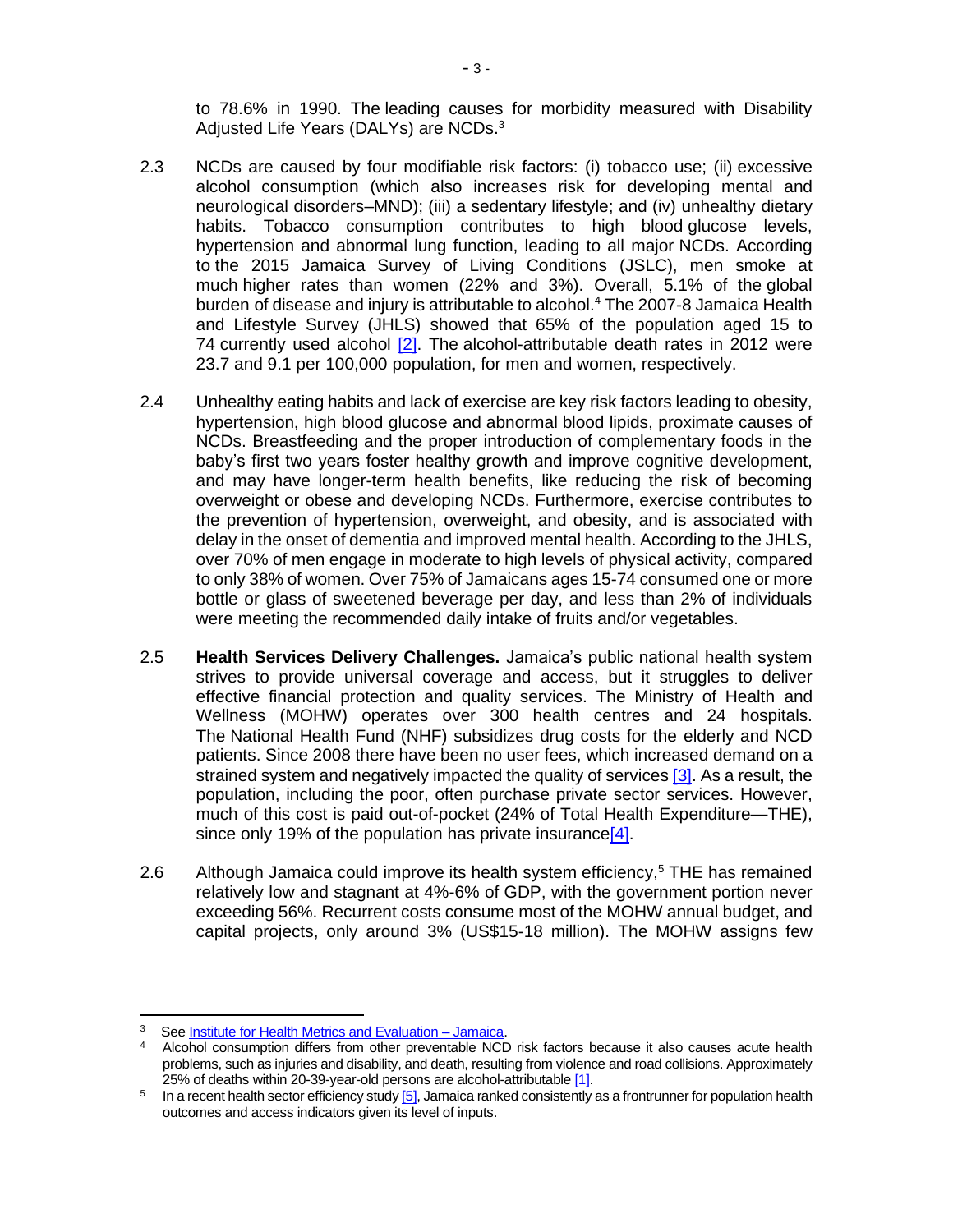to 78.6% in 1990. The leading causes for morbidity measured with Disability Adjusted Life Years (DALYs) are NCDs.[3]

2.3 NCDs are caused by four modifiable risk factors: (i) tobacco use; (ii) excessive alcohol consumption (which also increases risk for developing mental and neurological disorders–MND); (iii) a sedentary lifestyle; and (iv) unhealthy dietary habits. Tobacco consumption contributes to high blood glucose levels, hypertension and abnormal lung function, leading to all major NCDs. According to the 2015 Jamaica Survey of Living Conditions (JSLC), men smoke at much higher rates than women (22% and 3%). Overall, 5.1% of the global burden of disease and injury is attributable to alcohol.[4] The 2007-8 Jamaica Health and Lifestyle Survey (JHLS) showed that 65% of the population aged 15 to 74 currently used alcohol [2]. The alcohol-attributable death rates in 2012 were 23.7 and 9.1 per 100,000 population, for men and women, respectively.

2.4 Unhealthy eating habits and lack of exercise are key risk factors leading to obesity, hypertension, high blood glucose and abnormal blood lipids, proximate causes of NCDs. Breastfeeding and the proper introduction of complementary foods in the baby's first two years foster healthy growth and improve cognitive development, and may have longer-term health benefits, like reducing the risk of becoming overweight or obese and developing NCDs. Furthermore, exercise contributes to the prevention of hypertension, overweight, and obesity, and is associated with delay in the onset of dementia and improved mental health. According to the JHLS, over 70% of men engage in moderate to high levels of physical activity, compared to only 38% of women. Over 75% of Jamaicans ages 15-74 consumed one or more bottle or glass of sweetened beverage per day, and less than 2% of individuals were meeting the recommended daily intake of fruits and/or vegetables.

2.5 **Health Services Delivery Challenges.** Jamaica's public national health system strives to provide universal coverage and access, but it struggles to deliver effective financial protection and quality services. The Ministry of Health and Wellness (MOHW) operates over 300 health centres and 24 hospitals. The National Health Fund (NHF) subsidizes drug costs for the elderly and NCD patients. Since 2008 there have been no user fees, which increased demand on a strained system and negatively impacted the quality of services [3]. As a result, the population, including the poor, often purchase private sector services. However, much of this cost is paid out-of-pocket (24% of Total Health Expenditure—THE), since only 19% of the population has private insurance[4].

2.6 Although Jamaica could improve its health system efficiency,[5] THE has remained relatively low and stagnant at 4%-6% of GDP, with the government portion never exceeding 56%. Recurrent costs consume most of the MOHW annual budget, and capital projects, only around 3% (US$15-18 million). The MOHW assigns few

---

[3] See Institute for Health Metrics and Evaluation – Jamaica.

[4] Alcohol consumption differs from other preventable NCD risk factors because it also causes acute health problems, such as injuries and disability, and death, resulting from violence and road collisions. Approximately 25% of deaths within 20-39-year-old persons are alcohol-attributable [1].

[5] In a recent health sector efficiency study [5], Jamaica ranked consistently as a frontrunner for population health outcomes and access indicators given its level of inputs.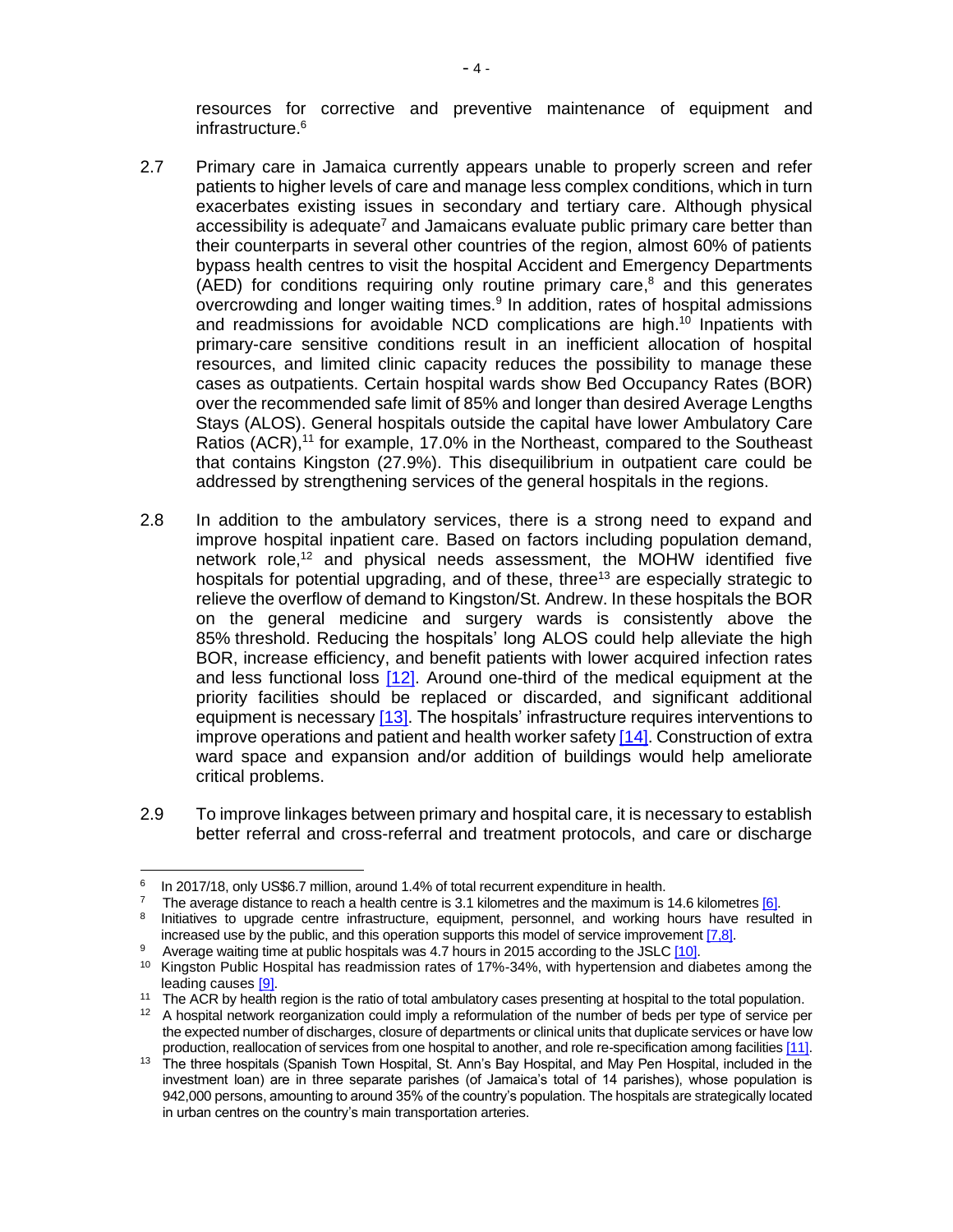resources for corrective and preventive maintenance of equipment and infrastructure.[6]

2.7 Primary care in Jamaica currently appears unable to properly screen and refer patients to higher levels of care and manage less complex conditions, which in turn exacerbates existing issues in secondary and tertiary care. Although physical accessibility is adequate[7] and Jamaicans evaluate public primary care better than their counterparts in several other countries of the region, almost 60% of patients bypass health centres to visit the hospital Accident and Emergency Departments (AED) for conditions requiring only routine primary care,[8] and this generates overcrowding and longer waiting times.[9] In addition, rates of hospital admissions and readmissions for avoidable NCD complications are high.[10] Inpatients with primary-care sensitive conditions result in an inefficient allocation of hospital resources, and limited clinic capacity reduces the possibility to manage these cases as outpatients. Certain hospital wards show Bed Occupancy Rates (BOR) over the recommended safe limit of 85% and longer than desired Average Lengths Stays (ALOS). General hospitals outside the capital have lower Ambulatory Care Ratios (ACR),[11] for example, 17.0% in the Northeast, compared to the Southeast that contains Kingston (27.9%). This disequilibrium in outpatient care could be addressed by strengthening services of the general hospitals in the regions.

2.8 In addition to the ambulatory services, there is a strong need to expand and improve hospital inpatient care. Based on factors including population demand, network role,[12] and physical needs assessment, the MOHW identified five hospitals for potential upgrading, and of these, three[13] are especially strategic to relieve the overflow of demand to Kingston/St. Andrew. In these hospitals the BOR on the general medicine and surgery wards is consistently above the 85% threshold. Reducing the hospitals' long ALOS could help alleviate the high BOR, increase efficiency, and benefit patients with lower acquired infection rates and less functional loss [12]. Around one-third of the medical equipment at the priority facilities should be replaced or discarded, and significant additional equipment is necessary [13]. The hospitals' infrastructure requires interventions to improve operations and patient and health worker safety [14]. Construction of extra ward space and expansion and/or addition of buildings would help ameliorate critical problems.

2.9 To improve linkages between primary and hospital care, it is necessary to establish better referral and cross-referral and treatment protocols, and care or discharge

---

[6] In 2017/18, only US$6.7 million, around 1.4% of total recurrent expenditure in health.

[7] The average distance to reach a health centre is 3.1 kilometres and the maximum is 14.6 kilometres [6].

[8] Initiatives to upgrade centre infrastructure, equipment, personnel, and working hours have resulted in increased use by the public, and this operation supports this model of service improvement [7,8].

[9] Average waiting time at public hospitals was 4.7 hours in 2015 according to the JSLC [10].

[10] Kingston Public Hospital has readmission rates of 17%-34%, with hypertension and diabetes among the leading causes [9].

[11] The ACR by health region is the ratio of total ambulatory cases presenting at hospital to the total population.

[12] A hospital network reorganization could imply a reformulation of the number of beds per type of service per the expected number of discharges, closure of departments or clinical units that duplicate services or have low production, reallocation of services from one hospital to another, and role re-specification among facilities [11].

[13] The three hospitals (Spanish Town Hospital, St. Ann's Bay Hospital, and May Pen Hospital, included in the investment loan) are in three separate parishes (of Jamaica's total of 14 parishes), whose population is 942,000 persons, amounting to around 35% of the country's population. The hospitals are strategically located in urban centres on the country's main transportation arteries.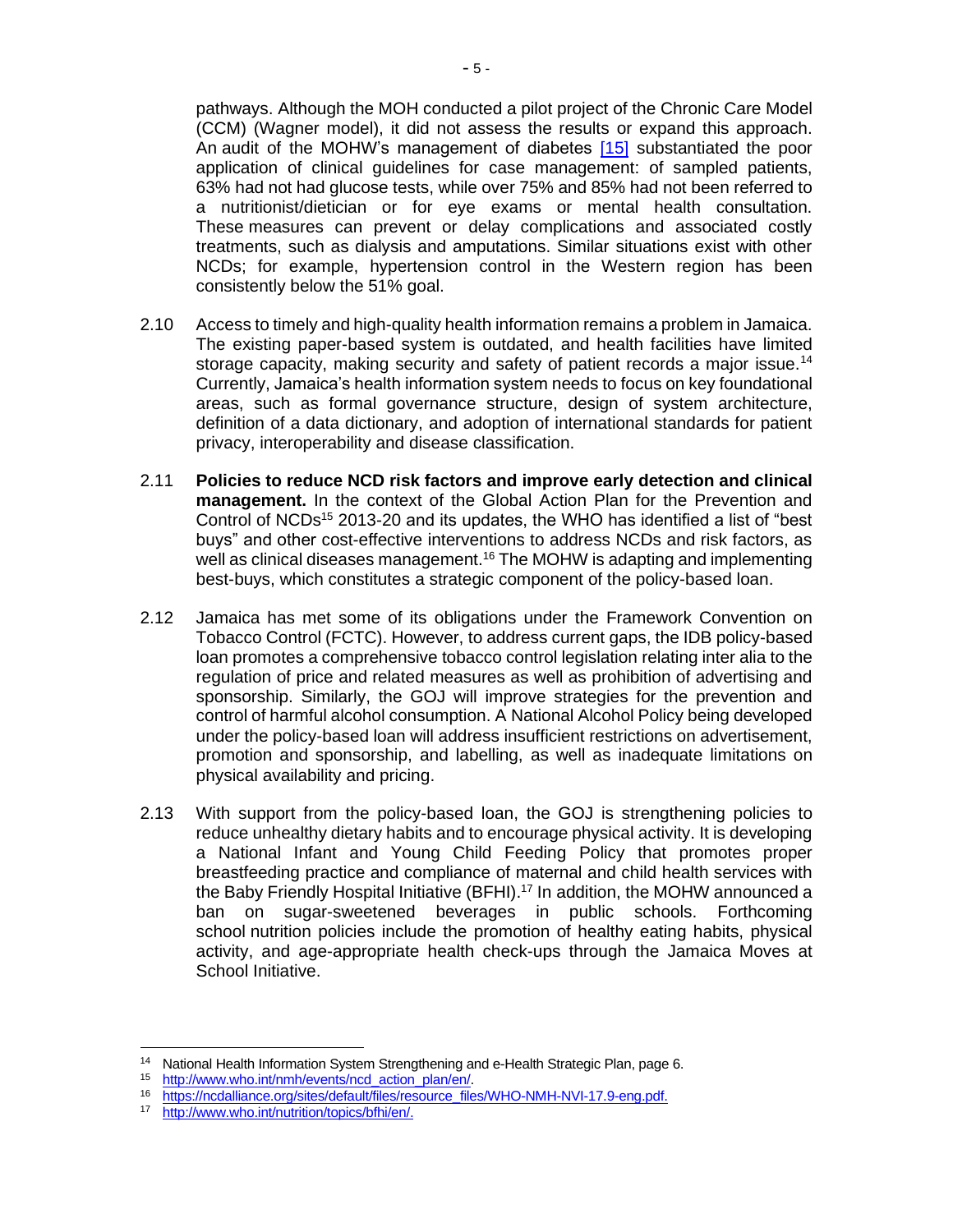pathways. Although the MOH conducted a pilot project of the Chronic Care Model (CCM) (Wagner model), it did not assess the results or expand this approach. An audit of the MOHW's management of diabetes [15] substantiated the poor application of clinical guidelines for case management: of sampled patients, 63% had not had glucose tests, while over 75% and 85% had not been referred to a nutritionist/dietician or for eye exams or mental health consultation. These measures can prevent or delay complications and associated costly treatments, such as dialysis and amputations. Similar situations exist with other NCDs; for example, hypertension control in the Western region has been consistently below the 51% goal.

2.10 Access to timely and high-quality health information remains a problem in Jamaica. The existing paper-based system is outdated, and health facilities have limited storage capacity, making security and safety of patient records a major issue.[14] Currently, Jamaica's health information system needs to focus on key foundational areas, such as formal governance structure, design of system architecture, definition of a data dictionary, and adoption of international standards for patient privacy, interoperability and disease classification.

2.11 **Policies to reduce NCD risk factors and improve early detection and clinical management.** In the context of the Global Action Plan for the Prevention and Control of NCDs[15] 2013-20 and its updates, the WHO has identified a list of "best buys" and other cost-effective interventions to address NCDs and risk factors, as well as clinical diseases management.[16] The MOHW is adapting and implementing best-buys, which constitutes a strategic component of the policy-based loan.

2.12 Jamaica has met some of its obligations under the Framework Convention on Tobacco Control (FCTC). However, to address current gaps, the IDB policy-based loan promotes a comprehensive tobacco control legislation relating inter alia to the regulation of price and related measures as well as prohibition of advertising and sponsorship. Similarly, the GOJ will improve strategies for the prevention and control of harmful alcohol consumption. A National Alcohol Policy being developed under the policy-based loan will address insufficient restrictions on advertisement, promotion and sponsorship, and labelling, as well as inadequate limitations on physical availability and pricing.

2.13 With support from the policy-based loan, the GOJ is strengthening policies to reduce unhealthy dietary habits and to encourage physical activity. It is developing a National Infant and Young Child Feeding Policy that promotes proper breastfeeding practice and compliance of maternal and child health services with the Baby Friendly Hospital Initiative (BFHI).[17] In addition, the MOHW announced a ban on sugar-sweetened beverages in public schools. Forthcoming school nutrition policies include the promotion of healthy eating habits, physical activity, and age-appropriate health check-ups through the Jamaica Moves at School Initiative.

---

[14] National Health Information System Strengthening and e-Health Strategic Plan, page 6.

[15] http://www.who.int/nmh/events/ncd_action_plan/en/.

[16] https://ncdalliance.org/sites/default/files/resource_files/WHO-NMH-NVI-17.9-eng.pdf.

[17] http://www.who.int/nutrition/topics/bfhi/en/.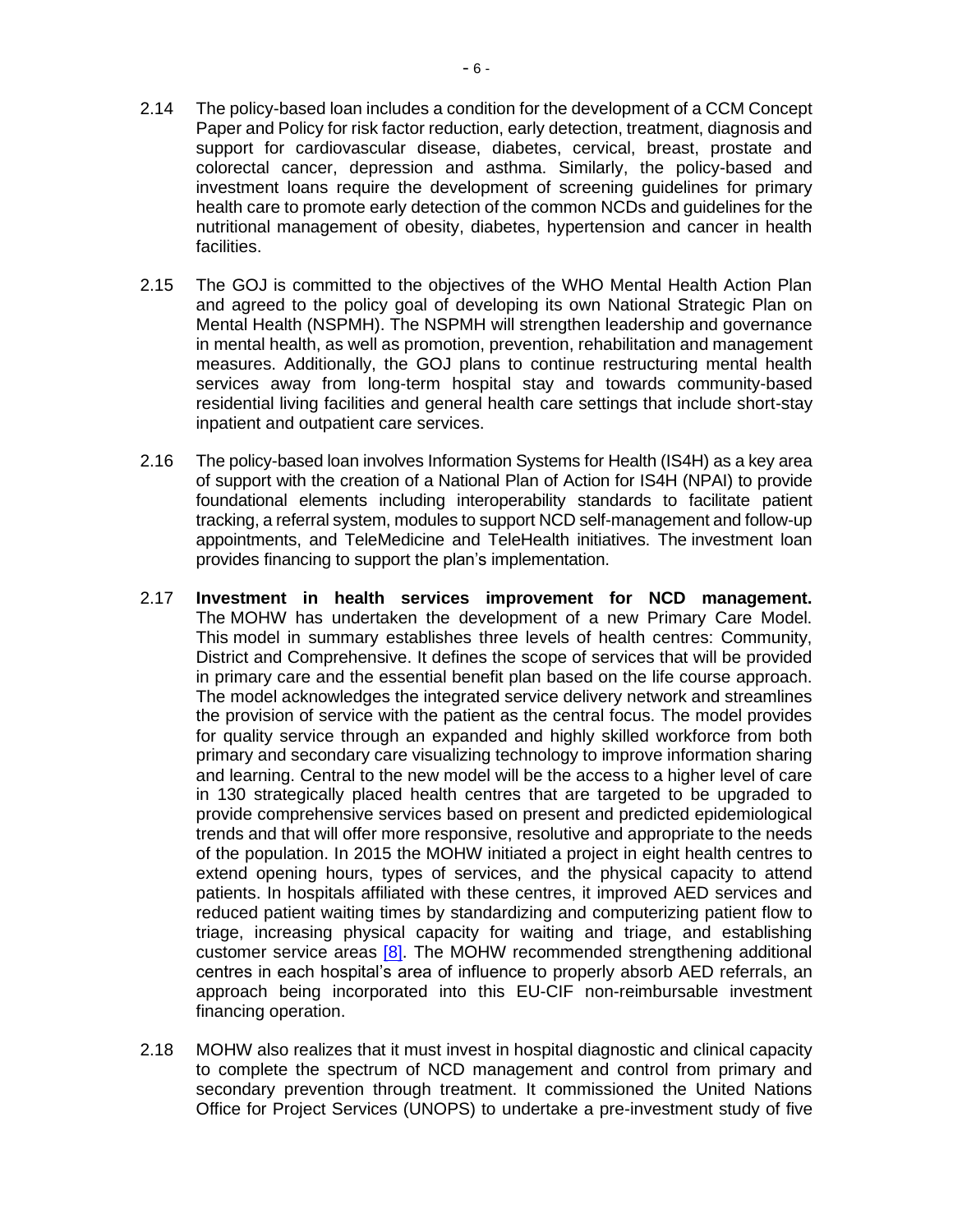2.14 The policy-based loan includes a condition for the development of a CCM Concept Paper and Policy for risk factor reduction, early detection, treatment, diagnosis and support for cardiovascular disease, diabetes, cervical, breast, prostate and colorectal cancer, depression and asthma. Similarly, the policy-based and investment loans require the development of screening guidelines for primary health care to promote early detection of the common NCDs and guidelines for the nutritional management of obesity, diabetes, hypertension and cancer in health facilities.

2.15 The GOJ is committed to the objectives of the WHO Mental Health Action Plan and agreed to the policy goal of developing its own National Strategic Plan on Mental Health (NSPMH). The NSPMH will strengthen leadership and governance in mental health, as well as promotion, prevention, rehabilitation and management measures. Additionally, the GOJ plans to continue restructuring mental health services away from long-term hospital stay and towards community-based residential living facilities and general health care settings that include short-stay inpatient and outpatient care services.

2.16 The policy-based loan involves Information Systems for Health (IS4H) as a key area of support with the creation of a National Plan of Action for IS4H (NPAI) to provide foundational elements including interoperability standards to facilitate patient tracking, a referral system, modules to support NCD self-management and follow-up appointments, and TeleMedicine and TeleHealth initiatives. The investment loan provides financing to support the plan's implementation.

2.17 **Investment in health services improvement for NCD management.** The MOHW has undertaken the development of a new Primary Care Model. This model in summary establishes three levels of health centres: Community, District and Comprehensive. It defines the scope of services that will be provided in primary care and the essential benefit plan based on the life course approach. The model acknowledges the integrated service delivery network and streamlines the provision of service with the patient as the central focus. The model provides for quality service through an expanded and highly skilled workforce from both primary and secondary care visualizing technology to improve information sharing and learning. Central to the new model will be the access to a higher level of care in 130 strategically placed health centres that are targeted to be upgraded to provide comprehensive services based on present and predicted epidemiological trends and that will offer more responsive, resolutive and appropriate to the needs of the population. In 2015 the MOHW initiated a project in eight health centres to extend opening hours, types of services, and the physical capacity to attend patients. In hospitals affiliated with these centres, it improved AED services and reduced patient waiting times by standardizing and computerizing patient flow to triage, increasing physical capacity for waiting and triage, and establishing customer service areas [8]. The MOHW recommended strengthening additional centres in each hospital's area of influence to properly absorb AED referrals, an approach being incorporated into this EU-CIF non-reimbursable investment financing operation.

2.18 MOHW also realizes that it must invest in hospital diagnostic and clinical capacity to complete the spectrum of NCD management and control from primary and secondary prevention through treatment. It commissioned the United Nations Office for Project Services (UNOPS) to undertake a pre-investment study of five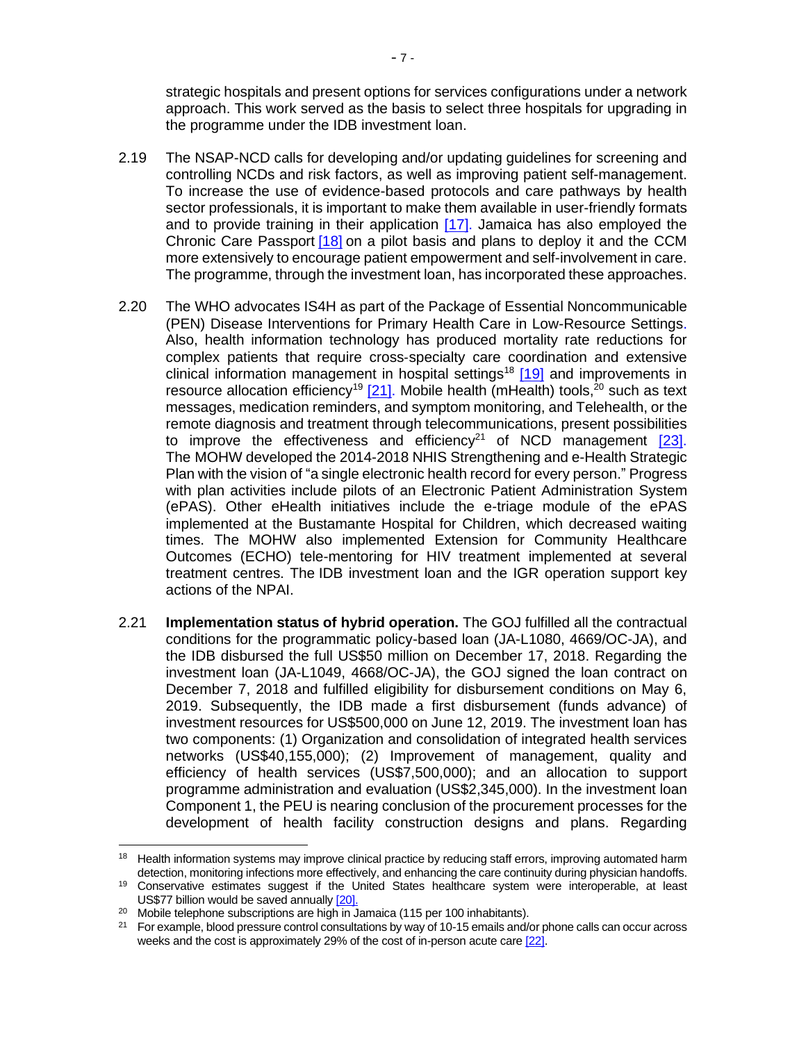strategic hospitals and present options for services configurations under a network approach. This work served as the basis to select three hospitals for upgrading in the programme under the IDB investment loan.

2.19 The NSAP-NCD calls for developing and/or updating guidelines for screening and controlling NCDs and risk factors, as well as improving patient self-management. To increase the use of evidence-based protocols and care pathways by health sector professionals, it is important to make them available in user-friendly formats and to provide training in their application [17]. Jamaica has also employed the Chronic Care Passport [18] on a pilot basis and plans to deploy it and the CCM more extensively to encourage patient empowerment and self-involvement in care. The programme, through the investment loan, has incorporated these approaches.

2.20 The WHO advocates IS4H as part of the Package of Essential Noncommunicable (PEN) Disease Interventions for Primary Health Care in Low-Resource Settings. Also, health information technology has produced mortality rate reductions for complex patients that require cross-specialty care coordination and extensive clinical information management in hospital settings[18] [19] and improvements in resource allocation efficiency[19] [21]. Mobile health (mHealth) tools,[20] such as text messages, medication reminders, and symptom monitoring, and Telehealth, or the remote diagnosis and treatment through telecommunications, present possibilities to improve the effectiveness and efficiency[21] of NCD management [23]. The MOHW developed the 2014-2018 NHIS Strengthening and e-Health Strategic Plan with the vision of "a single electronic health record for every person." Progress with plan activities include pilots of an Electronic Patient Administration System (ePAS). Other eHealth initiatives include the e-triage module of the ePAS implemented at the Bustamante Hospital for Children, which decreased waiting times. The MOHW also implemented Extension for Community Healthcare Outcomes (ECHO) tele-mentoring for HIV treatment implemented at several treatment centres. The IDB investment loan and the IGR operation support key actions of the NPAI.

2.21 **Implementation status of hybrid operation.** The GOJ fulfilled all the contractual conditions for the programmatic policy-based loan (JA-L1080, 4669/OC-JA), and the IDB disbursed the full US$50 million on December 17, 2018. Regarding the investment loan (JA-L1049, 4668/OC-JA), the GOJ signed the loan contract on December 7, 2018 and fulfilled eligibility for disbursement conditions on May 6, 2019. Subsequently, the IDB made a first disbursement (funds advance) of investment resources for US$500,000 on June 12, 2019. The investment loan has two components: (1) Organization and consolidation of integrated health services networks (US$40,155,000); (2) Improvement of management, quality and efficiency of health services (US$7,500,000); and an allocation to support programme administration and evaluation (US$2,345,000). In the investment loan Component 1, the PEU is nearing conclusion of the procurement processes for the development of health facility construction designs and plans. Regarding

---

[18] Health information systems may improve clinical practice by reducing staff errors, improving automated harm detection, monitoring infections more effectively, and enhancing the care continuity during physician handoffs.

[19] Conservative estimates suggest if the United States healthcare system were interoperable, at least US$77 billion would be saved annually [20].

[20] Mobile telephone subscriptions are high in Jamaica (115 per 100 inhabitants).

[21] For example, blood pressure control consultations by way of 10-15 emails and/or phone calls can occur across weeks and the cost is approximately 29% of the cost of in-person acute care [22].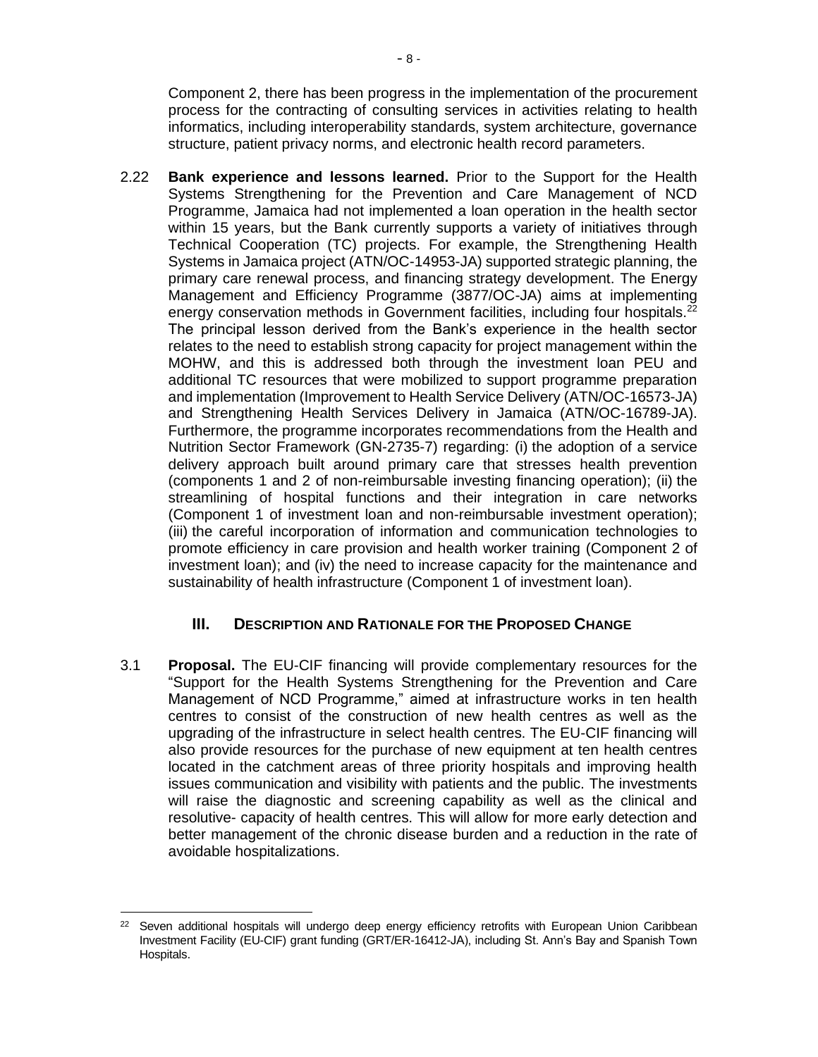Component 2, there has been progress in the implementation of the procurement process for the contracting of consulting services in activities relating to health informatics, including interoperability standards, system architecture, governance structure, patient privacy norms, and electronic health record parameters.

2.22 **Bank experience and lessons learned.** Prior to the Support for the Health Systems Strengthening for the Prevention and Care Management of NCD Programme, Jamaica had not implemented a loan operation in the health sector within 15 years, but the Bank currently supports a variety of initiatives through Technical Cooperation (TC) projects. For example, the Strengthening Health Systems in Jamaica project (ATN/OC-14953-JA) supported strategic planning, the primary care renewal process, and financing strategy development. The Energy Management and Efficiency Programme (3877/OC-JA) aims at implementing energy conservation methods in Government facilities, including four hospitals.[22] The principal lesson derived from the Bank's experience in the health sector relates to the need to establish strong capacity for project management within the MOHW, and this is addressed both through the investment loan PEU and additional TC resources that were mobilized to support programme preparation and implementation (Improvement to Health Service Delivery (ATN/OC-16573-JA) and Strengthening Health Services Delivery in Jamaica (ATN/OC-16789-JA). Furthermore, the programme incorporates recommendations from the Health and Nutrition Sector Framework (GN-2735-7) regarding: (i) the adoption of a service delivery approach built around primary care that stresses health prevention (components 1 and 2 of non-reimbursable investing financing operation); (ii) the streamlining of hospital functions and their integration in care networks (Component 1 of investment loan and non-reimbursable investment operation); (iii) the careful incorporation of information and communication technologies to promote efficiency in care provision and health worker training (Component 2 of investment loan); and (iv) the need to increase capacity for the maintenance and sustainability of health infrastructure (Component 1 of investment loan).

## III. DESCRIPTION AND RATIONALE FOR THE PROPOSED CHANGE

3.1 **Proposal.** The EU-CIF financing will provide complementary resources for the "Support for the Health Systems Strengthening for the Prevention and Care Management of NCD Programme," aimed at infrastructure works in ten health centres to consist of the construction of new health centres as well as the upgrading of the infrastructure in select health centres. The EU-CIF financing will also provide resources for the purchase of new equipment at ten health centres located in the catchment areas of three priority hospitals and improving health issues communication and visibility with patients and the public. The investments will raise the diagnostic and screening capability as well as the clinical and resolutive- capacity of health centres. This will allow for more early detection and better management of the chronic disease burden and a reduction in the rate of avoidable hospitalizations.

[22] Seven additional hospitals will undergo deep energy efficiency retrofits with European Union Caribbean Investment Facility (EU-CIF) grant funding (GRT/ER-16412-JA), including St. Ann's Bay and Spanish Town Hospitals.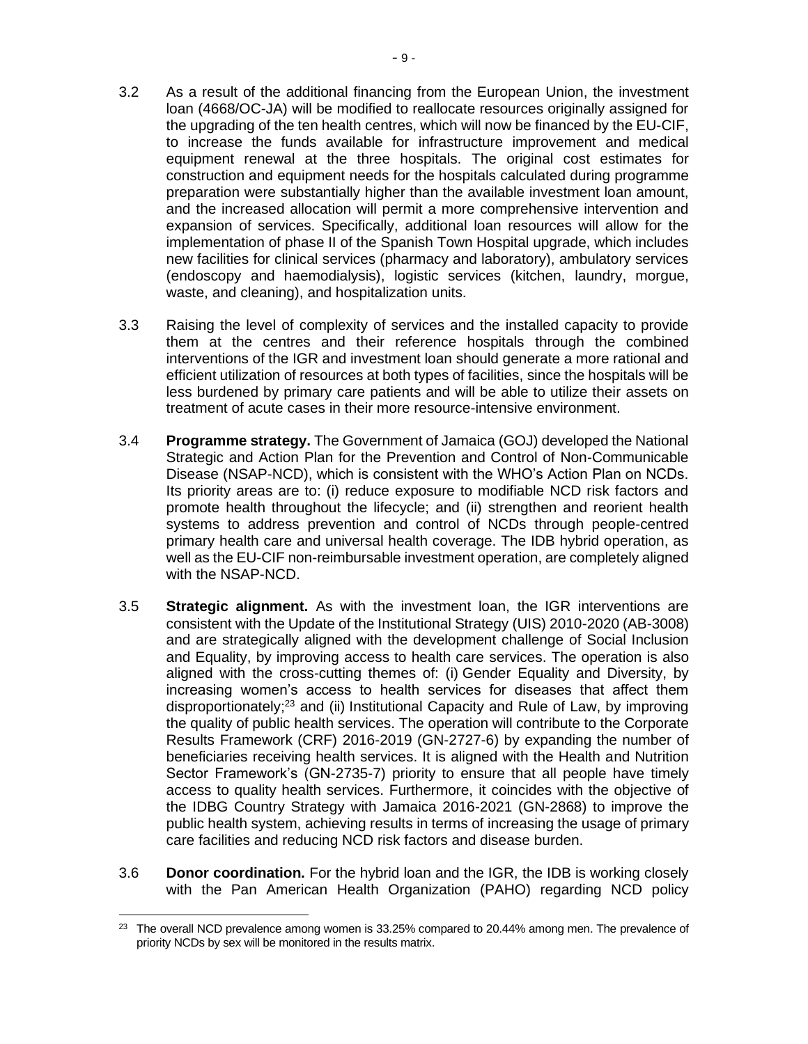3.2 As a result of the additional financing from the European Union, the investment loan (4668/OC-JA) will be modified to reallocate resources originally assigned for the upgrading of the ten health centres, which will now be financed by the EU-CIF, to increase the funds available for infrastructure improvement and medical equipment renewal at the three hospitals. The original cost estimates for construction and equipment needs for the hospitals calculated during programme preparation were substantially higher than the available investment loan amount, and the increased allocation will permit a more comprehensive intervention and expansion of services. Specifically, additional loan resources will allow for the implementation of phase II of the Spanish Town Hospital upgrade, which includes new facilities for clinical services (pharmacy and laboratory), ambulatory services (endoscopy and haemodialysis), logistic services (kitchen, laundry, morgue, waste, and cleaning), and hospitalization units.

3.3 Raising the level of complexity of services and the installed capacity to provide them at the centres and their reference hospitals through the combined interventions of the IGR and investment loan should generate a more rational and efficient utilization of resources at both types of facilities, since the hospitals will be less burdened by primary care patients and will be able to utilize their assets on treatment of acute cases in their more resource-intensive environment.

3.4 **Programme strategy.** The Government of Jamaica (GOJ) developed the National Strategic and Action Plan for the Prevention and Control of Non-Communicable Disease (NSAP-NCD), which is consistent with the WHO's Action Plan on NCDs. Its priority areas are to: (i) reduce exposure to modifiable NCD risk factors and promote health throughout the lifecycle; and (ii) strengthen and reorient health systems to address prevention and control of NCDs through people-centred primary health care and universal health coverage. The IDB hybrid operation, as well as the EU-CIF non-reimbursable investment operation, are completely aligned with the NSAP-NCD.

3.5 **Strategic alignment.** As with the investment loan, the IGR interventions are consistent with the Update of the Institutional Strategy (UIS) 2010-2020 (AB-3008) and are strategically aligned with the development challenge of Social Inclusion and Equality, by improving access to health care services. The operation is also aligned with the cross-cutting themes of: (i) Gender Equality and Diversity, by increasing women's access to health services for diseases that affect them disproportionately;[23] and (ii) Institutional Capacity and Rule of Law, by improving the quality of public health services. The operation will contribute to the Corporate Results Framework (CRF) 2016-2019 (GN-2727-6) by expanding the number of beneficiaries receiving health services. It is aligned with the Health and Nutrition Sector Framework's (GN-2735-7) priority to ensure that all people have timely access to quality health services. Furthermore, it coincides with the objective of the IDBG Country Strategy with Jamaica 2016-2021 (GN-2868) to improve the public health system, achieving results in terms of increasing the usage of primary care facilities and reducing NCD risk factors and disease burden.

3.6 **Donor coordination.** For the hybrid loan and the IGR, the IDB is working closely with the Pan American Health Organization (PAHO) regarding NCD policy

[23] The overall NCD prevalence among women is 33.25% compared to 20.44% among men. The prevalence of priority NCDs by sex will be monitored in the results matrix.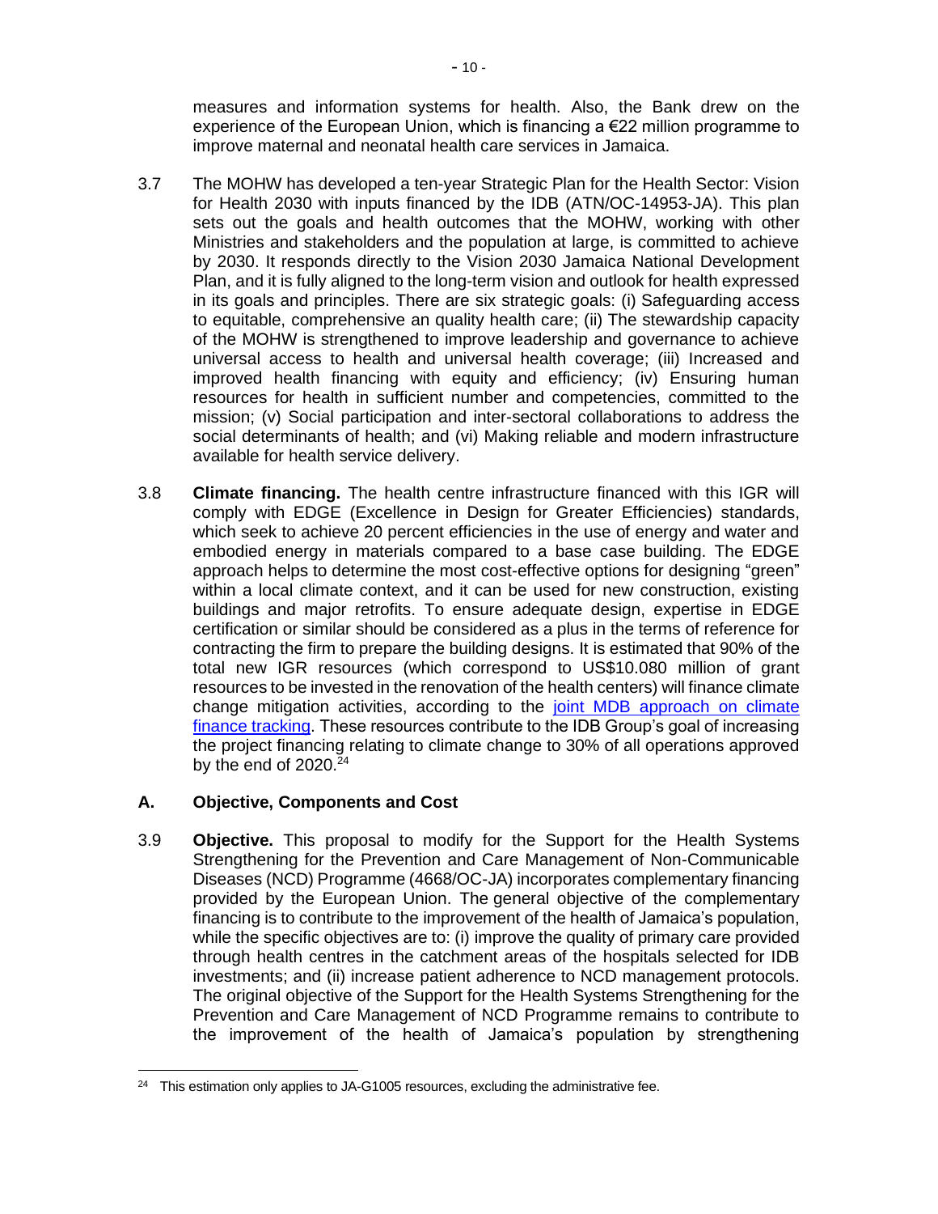measures and information systems for health. Also, the Bank drew on the experience of the European Union, which is financing a €22 million programme to improve maternal and neonatal health care services in Jamaica.

3.7 The MOHW has developed a ten-year Strategic Plan for the Health Sector: Vision for Health 2030 with inputs financed by the IDB (ATN/OC-14953-JA). This plan sets out the goals and health outcomes that the MOHW, working with other Ministries and stakeholders and the population at large, is committed to achieve by 2030. It responds directly to the Vision 2030 Jamaica National Development Plan, and it is fully aligned to the long-term vision and outlook for health expressed in its goals and principles. There are six strategic goals: (i) Safeguarding access to equitable, comprehensive an quality health care; (ii) The stewardship capacity of the MOHW is strengthened to improve leadership and governance to achieve universal access to health and universal health coverage; (iii) Increased and improved health financing with equity and efficiency; (iv) Ensuring human resources for health in sufficient number and competencies, committed to the mission; (v) Social participation and inter-sectoral collaborations to address the social determinants of health; and (vi) Making reliable and modern infrastructure available for health service delivery.

3.8 **Climate financing.** The health centre infrastructure financed with this IGR will comply with EDGE (Excellence in Design for Greater Efficiencies) standards, which seek to achieve 20 percent efficiencies in the use of energy and water and embodied energy in materials compared to a base case building. The EDGE approach helps to determine the most cost-effective options for designing "green" within a local climate context, and it can be used for new construction, existing buildings and major retrofits. To ensure adequate design, expertise in EDGE certification or similar should be considered as a plus in the terms of reference for contracting the firm to prepare the building designs. It is estimated that 90% of the total new IGR resources (which correspond to US$10.080 million of grant resources to be invested in the renovation of the health centers) will finance climate change mitigation activities, according to the [joint MDB approach on climate finance tracking](). These resources contribute to the IDB Group's goal of increasing the project financing relating to climate change to 30% of all operations approved by the end of 2020.[24]

## A. Objective, Components and Cost

3.9 **Objective.** This proposal to modify for the Support for the Health Systems Strengthening for the Prevention and Care Management of Non-Communicable Diseases (NCD) Programme (4668/OC-JA) incorporates complementary financing provided by the European Union. The general objective of the complementary financing is to contribute to the improvement of the health of Jamaica's population, while the specific objectives are to: (i) improve the quality of primary care provided through health centres in the catchment areas of the hospitals selected for IDB investments; and (ii) increase patient adherence to NCD management protocols. The original objective of the Support for the Health Systems Strengthening for the Prevention and Care Management of NCD Programme remains to contribute to the improvement of the health of Jamaica's population by strengthening

---

[24] This estimation only applies to JA-G1005 resources, excluding the administrative fee.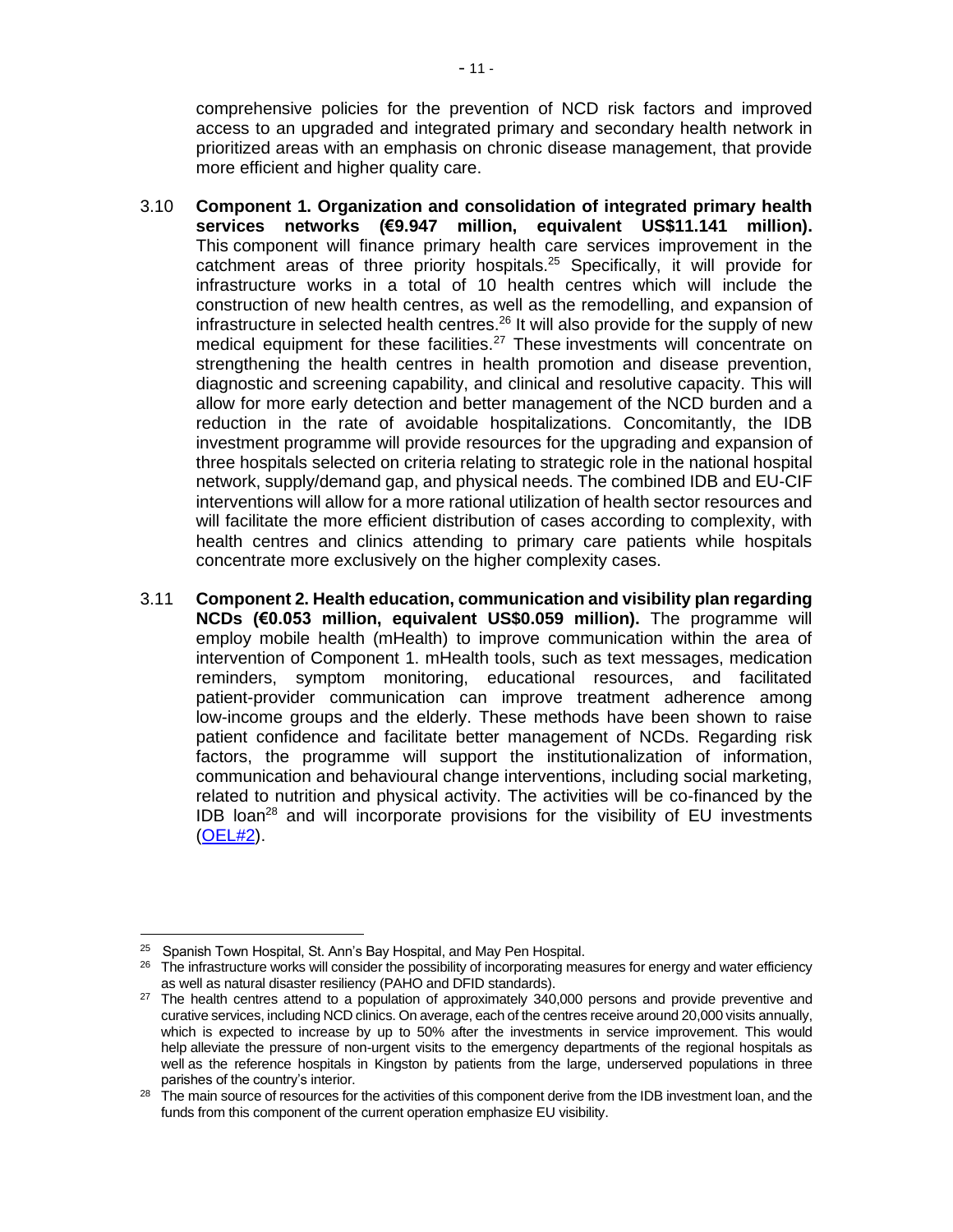comprehensive policies for the prevention of NCD risk factors and improved access to an upgraded and integrated primary and secondary health network in prioritized areas with an emphasis on chronic disease management, that provide more efficient and higher quality care.

3.10 **Component 1. Organization and consolidation of integrated primary health services networks (€9.947 million, equivalent US$11.141 million).** This component will finance primary health care services improvement in the catchment areas of three priority hospitals.[25] Specifically, it will provide for infrastructure works in a total of 10 health centres which will include the construction of new health centres, as well as the remodelling, and expansion of infrastructure in selected health centres.[26] It will also provide for the supply of new medical equipment for these facilities.[27] These investments will concentrate on strengthening the health centres in health promotion and disease prevention, diagnostic and screening capability, and clinical and resolutive capacity. This will allow for more early detection and better management of the NCD burden and a reduction in the rate of avoidable hospitalizations. Concomitantly, the IDB investment programme will provide resources for the upgrading and expansion of three hospitals selected on criteria relating to strategic role in the national hospital network, supply/demand gap, and physical needs. The combined IDB and EU-CIF interventions will allow for a more rational utilization of health sector resources and will facilitate the more efficient distribution of cases according to complexity, with health centres and clinics attending to primary care patients while hospitals concentrate more exclusively on the higher complexity cases.

3.11 **Component 2. Health education, communication and visibility plan regarding NCDs (€0.053 million, equivalent US$0.059 million).** The programme will employ mobile health (mHealth) to improve communication within the area of intervention of Component 1. mHealth tools, such as text messages, medication reminders, symptom monitoring, educational resources, and facilitated patient-provider communication can improve treatment adherence among low-income groups and the elderly. These methods have been shown to raise patient confidence and facilitate better management of NCDs. Regarding risk factors, the programme will support the institutionalization of information, communication and behavioural change interventions, including social marketing, related to nutrition and physical activity. The activities will be co-financed by the IDB loan[28] and will incorporate provisions for the visibility of EU investments (OEL#2).

---

[25] Spanish Town Hospital, St. Ann's Bay Hospital, and May Pen Hospital.

[26] The infrastructure works will consider the possibility of incorporating measures for energy and water efficiency as well as natural disaster resiliency (PAHO and DFID standards).

[27] The health centres attend to a population of approximately 340,000 persons and provide preventive and curative services, including NCD clinics. On average, each of the centres receive around 20,000 visits annually, which is expected to increase by up to 50% after the investments in service improvement. This would help alleviate the pressure of non-urgent visits to the emergency departments of the regional hospitals as well as the reference hospitals in Kingston by patients from the large, underserved populations in three parishes of the country's interior.

[28] The main source of resources for the activities of this component derive from the IDB investment loan, and the funds from this component of the current operation emphasize EU visibility.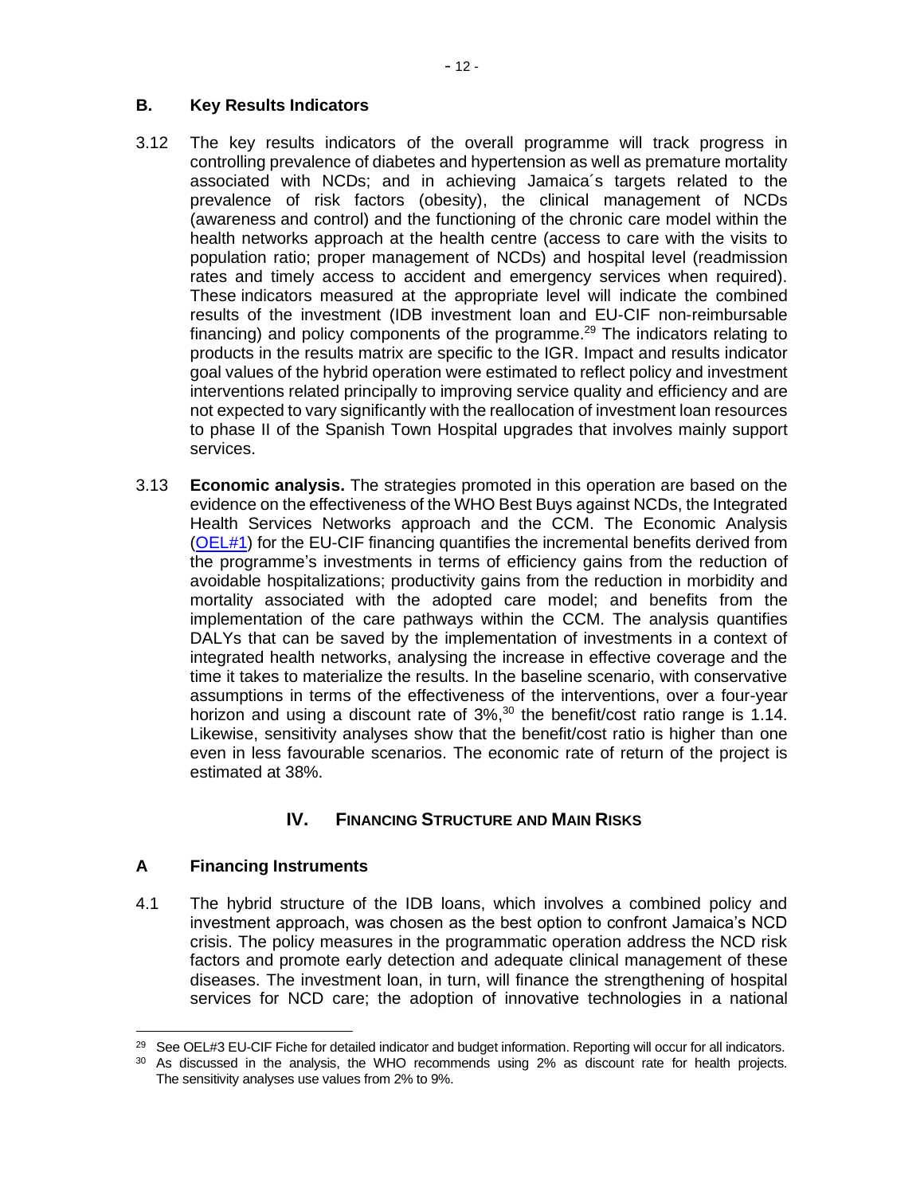## B. Key Results Indicators

3.12 The key results indicators of the overall programme will track progress in controlling prevalence of diabetes and hypertension as well as premature mortality associated with NCDs; and in achieving Jamaica´s targets related to the prevalence of risk factors (obesity), the clinical management of NCDs (awareness and control) and the functioning of the chronic care model within the health networks approach at the health centre (access to care with the visits to population ratio; proper management of NCDs) and hospital level (readmission rates and timely access to accident and emergency services when required). These indicators measured at the appropriate level will indicate the combined results of the investment (IDB investment loan and EU-CIF non-reimbursable financing) and policy components of the programme.[29] The indicators relating to products in the results matrix are specific to the IGR. Impact and results indicator goal values of the hybrid operation were estimated to reflect policy and investment interventions related principally to improving service quality and efficiency and are not expected to vary significantly with the reallocation of investment loan resources to phase II of the Spanish Town Hospital upgrades that involves mainly support services.

3.13 **Economic analysis.** The strategies promoted in this operation are based on the evidence on the effectiveness of the WHO Best Buys against NCDs, the Integrated Health Services Networks approach and the CCM. The Economic Analysis (OEL#1) for the EU-CIF financing quantifies the incremental benefits derived from the programme's investments in terms of efficiency gains from the reduction of avoidable hospitalizations; productivity gains from the reduction in morbidity and mortality associated with the adopted care model; and benefits from the implementation of the care pathways within the CCM. The analysis quantifies DALYs that can be saved by the implementation of investments in a context of integrated health networks, analysing the increase in effective coverage and the time it takes to materialize the results. In the baseline scenario, with conservative assumptions in terms of the effectiveness of the interventions, over a four-year horizon and using a discount rate of 3%,[30] the benefit/cost ratio range is 1.14. Likewise, sensitivity analyses show that the benefit/cost ratio is higher than one even in less favourable scenarios. The economic rate of return of the project is estimated at 38%.

# IV. FINANCING STRUCTURE AND MAIN RISKS

## A Financing Instruments

4.1 The hybrid structure of the IDB loans, which involves a combined policy and investment approach, was chosen as the best option to confront Jamaica's NCD crisis. The policy measures in the programmatic operation address the NCD risk factors and promote early detection and adequate clinical management of these diseases. The investment loan, in turn, will finance the strengthening of hospital services for NCD care; the adoption of innovative technologies in a national

---

[29] See OEL#3 EU-CIF Fiche for detailed indicator and budget information. Reporting will occur for all indicators.

[30] As discussed in the analysis, the WHO recommends using 2% as discount rate for health projects. The sensitivity analyses use values from 2% to 9%.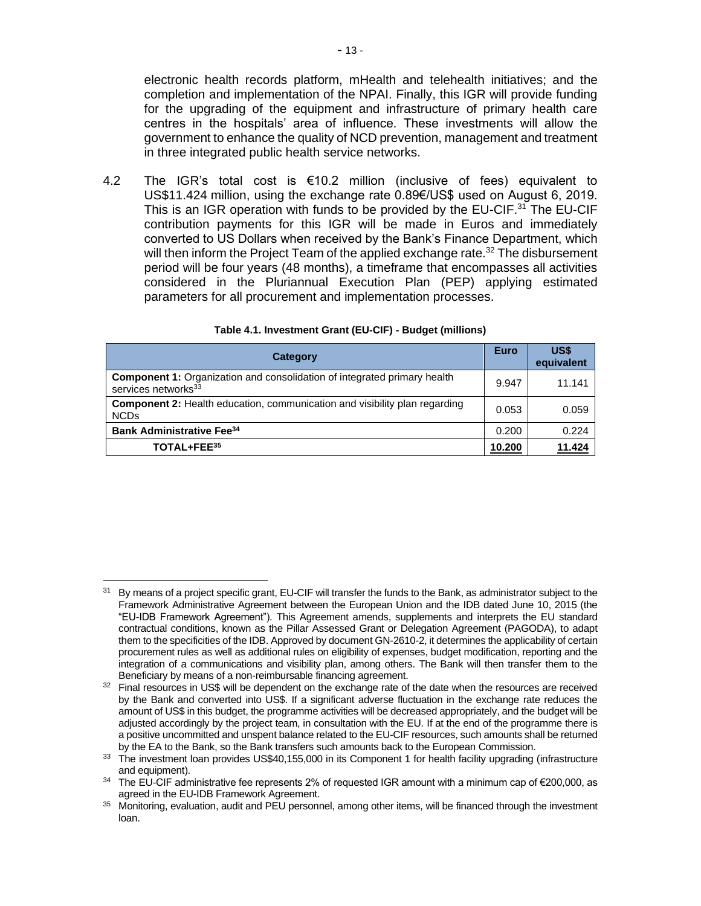electronic health records platform, mHealth and telehealth initiatives; and the completion and implementation of the NPAI. Finally, this IGR will provide funding for the upgrading of the equipment and infrastructure of primary health care centres in the hospitals' area of influence. These investments will allow the government to enhance the quality of NCD prevention, management and treatment in three integrated public health service networks.

4.2 The IGR's total cost is €10.2 million (inclusive of fees) equivalent to US$11.424 million, using the exchange rate 0.89€/US$ used on August 6, 2019. This is an IGR operation with funds to be provided by the EU-CIF.[31] The EU-CIF contribution payments for this IGR will be made in Euros and immediately converted to US Dollars when received by the Bank's Finance Department, which will then inform the Project Team of the applied exchange rate.[32] The disbursement period will be four years (48 months), a timeframe that encompasses all activities considered in the Pluriannual Execution Plan (PEP) applying estimated parameters for all procurement and implementation processes.

**Table 4.1. Investment Grant (EU-CIF) - Budget (millions)**

| Category | Euro | US$ equivalent |
|---|---|---|
| **Component 1:** Organization and consolidation of integrated primary health services networks[33] | 9.947 | 11.141 |
| **Component 2:** Health education, communication and visibility plan regarding NCDs | 0.053 | 0.059 |
| **Bank Administrative Fee[34]** | 0.200 | 0.224 |
| **TOTAL+FEE[35]** | **10.200** | **11.424** |

---

[31] By means of a project specific grant, EU-CIF will transfer the funds to the Bank, as administrator subject to the Framework Administrative Agreement between the European Union and the IDB dated June 10, 2015 (the "EU-IDB Framework Agreement"). This Agreement amends, supplements and interprets the EU standard contractual conditions, known as the Pillar Assessed Grant or Delegation Agreement (PAGODA), to adapt them to the specificities of the IDB. Approved by document GN-2610-2, it determines the applicability of certain procurement rules as well as additional rules on eligibility of expenses, budget modification, reporting and the integration of a communications and visibility plan, among others. The Bank will then transfer them to the Beneficiary by means of a non-reimbursable financing agreement.

[32] Final resources in US$ will be dependent on the exchange rate of the date when the resources are received by the Bank and converted into US$. If a significant adverse fluctuation in the exchange rate reduces the amount of US$ in this budget, the programme activities will be decreased appropriately, and the budget will be adjusted accordingly by the project team, in consultation with the EU. If at the end of the programme there is a positive uncommitted and unspent balance related to the EU-CIF resources, such amounts shall be returned by the EA to the Bank, so the Bank transfers such amounts back to the European Commission.

[33] The investment loan provides US$40,155,000 in its Component 1 for health facility upgrading (infrastructure and equipment).

[34] The EU-CIF administrative fee represents 2% of requested IGR amount with a minimum cap of €200,000, as agreed in the EU-IDB Framework Agreement.

[35] Monitoring, evaluation, audit and PEU personnel, among other items, will be financed through the investment loan.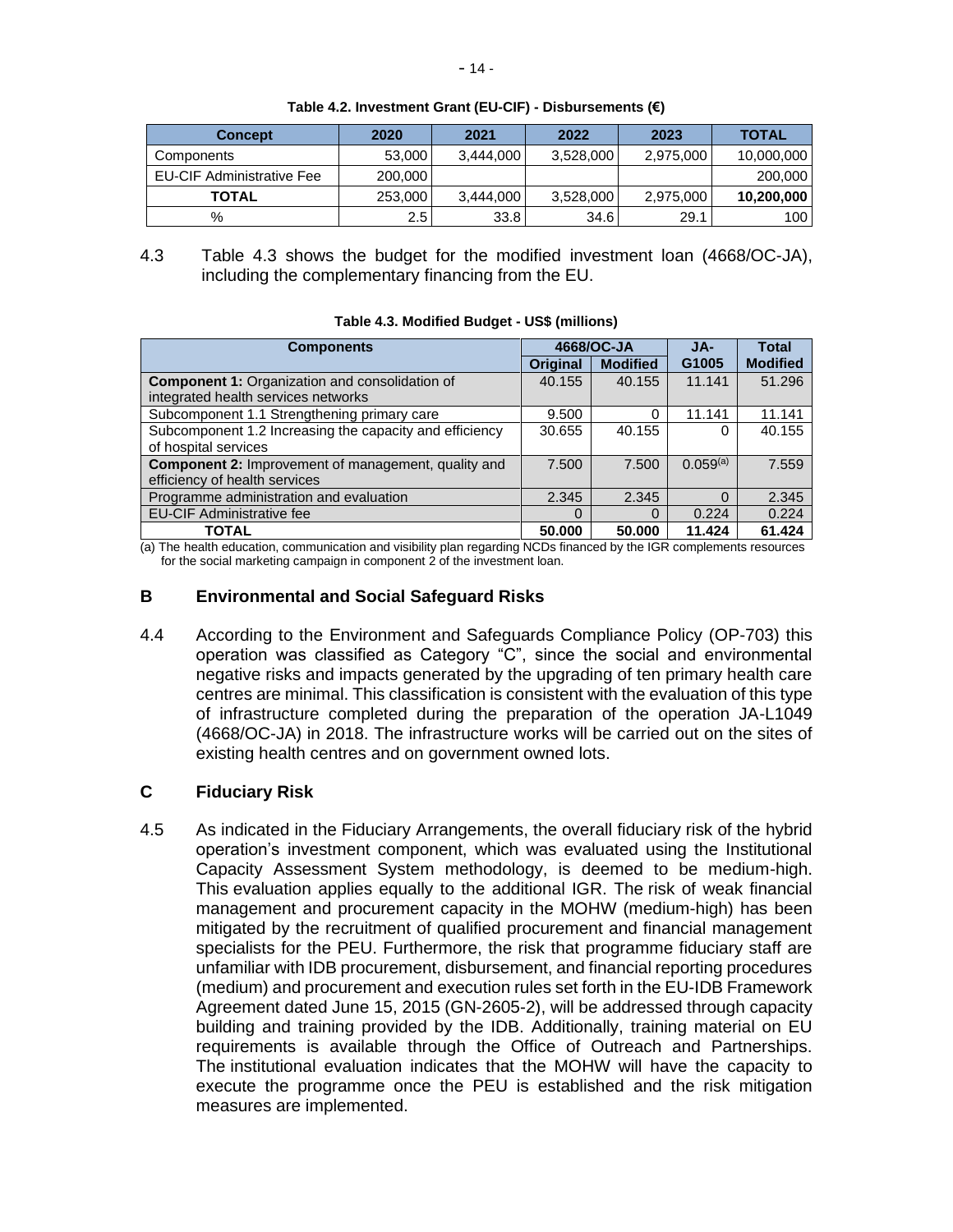**Table 4.2. Investment Grant (EU-CIF) - Disbursements (€)**

| Concept | 2020 | 2021 | 2022 | 2023 | TOTAL |
|---|---|---|---|---|---|
| Components | 53,000 | 3,444,000 | 3,528,000 | 2,975,000 | 10,000,000 |
| EU-CIF Administrative Fee | 200,000 | | | | 200,000 |
| **TOTAL** | 253,000 | 3,444,000 | 3,528,000 | 2,975,000 | **10,200,000** |
| % | 2.5 | 33.8 | 34.6 | 29.1 | 100 |

4.3 Table 4.3 shows the budget for the modified investment loan (4668/OC-JA), including the complementary financing from the EU.

**Table 4.3. Modified Budget - US$ (millions)**

| Components | 4668/OC-JA | | JA-G1005 | Total Modified |
|---|---|---|---|---|
| | Original | Modified | | |
| **Component 1:** Organization and consolidation of integrated health services networks | 40.155 | 40.155 | 11.141 | 51.296 |
| Subcomponent 1.1 Strengthening primary care | 9.500 | 0 | 11.141 | 11.141 |
| Subcomponent 1.2 Increasing the capacity and efficiency of hospital services | 30.655 | 40.155 | 0 | 40.155 |
| **Component 2:** Improvement of management, quality and efficiency of health services | 7.500 | 7.500 | 0.059[(a)] | 7.559 |
| Programme administration and evaluation | 2.345 | 2.345 | 0 | 2.345 |
| EU-CIF Administrative fee | 0 | 0 | 0.224 | 0.224 |
| **TOTAL** | **50.000** | **50.000** | **11.424** | **61.424** |

(a) The health education, communication and visibility plan regarding NCDs financed by the IGR complements resources for the social marketing campaign in component 2 of the investment loan.

## B Environmental and Social Safeguard Risks

4.4 According to the Environment and Safeguards Compliance Policy (OP-703) this operation was classified as Category "C", since the social and environmental negative risks and impacts generated by the upgrading of ten primary health care centres are minimal. This classification is consistent with the evaluation of this type of infrastructure completed during the preparation of the operation JA-L1049 (4668/OC-JA) in 2018. The infrastructure works will be carried out on the sites of existing health centres and on government owned lots.

## C Fiduciary Risk

4.5 As indicated in the Fiduciary Arrangements, the overall fiduciary risk of the hybrid operation's investment component, which was evaluated using the Institutional Capacity Assessment System methodology, is deemed to be medium-high. This evaluation applies equally to the additional IGR. The risk of weak financial management and procurement capacity in the MOHW (medium-high) has been mitigated by the recruitment of qualified procurement and financial management specialists for the PEU. Furthermore, the risk that programme fiduciary staff are unfamiliar with IDB procurement, disbursement, and financial reporting procedures (medium) and procurement and execution rules set forth in the EU-IDB Framework Agreement dated June 15, 2015 (GN-2605-2), will be addressed through capacity building and training provided by the IDB. Additionally, training material on EU requirements is available through the Office of Outreach and Partnerships. The institutional evaluation indicates that the MOHW will have the capacity to execute the programme once the PEU is established and the risk mitigation measures are implemented.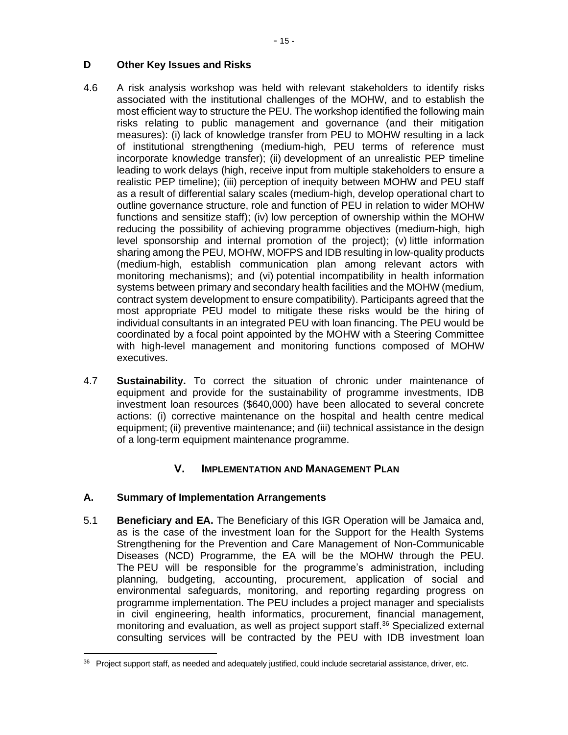## D Other Key Issues and Risks

4.6 A risk analysis workshop was held with relevant stakeholders to identify risks associated with the institutional challenges of the MOHW, and to establish the most efficient way to structure the PEU. The workshop identified the following main risks relating to public management and governance (and their mitigation measures): (i) lack of knowledge transfer from PEU to MOHW resulting in a lack of institutional strengthening (medium-high, PEU terms of reference must incorporate knowledge transfer); (ii) development of an unrealistic PEP timeline leading to work delays (high, receive input from multiple stakeholders to ensure a realistic PEP timeline); (iii) perception of inequity between MOHW and PEU staff as a result of differential salary scales (medium-high, develop operational chart to outline governance structure, role and function of PEU in relation to wider MOHW functions and sensitize staff); (iv) low perception of ownership within the MOHW reducing the possibility of achieving programme objectives (medium-high, high level sponsorship and internal promotion of the project); (v) little information sharing among the PEU, MOHW, MOFPS and IDB resulting in low-quality products (medium-high, establish communication plan among relevant actors with monitoring mechanisms); and (vi) potential incompatibility in health information systems between primary and secondary health facilities and the MOHW (medium, contract system development to ensure compatibility). Participants agreed that the most appropriate PEU model to mitigate these risks would be the hiring of individual consultants in an integrated PEU with loan financing. The PEU would be coordinated by a focal point appointed by the MOHW with a Steering Committee with high-level management and monitoring functions composed of MOHW executives.

4.7 **Sustainability.** To correct the situation of chronic under maintenance of equipment and provide for the sustainability of programme investments, IDB investment loan resources ($640,000) have been allocated to several concrete actions: (i) corrective maintenance on the hospital and health centre medical equipment; (ii) preventive maintenance; and (iii) technical assistance in the design of a long-term equipment maintenance programme.

# V. Implementation and Management Plan

## A. Summary of Implementation Arrangements

5.1 **Beneficiary and EA.** The Beneficiary of this IGR Operation will be Jamaica and, as is the case of the investment loan for the Support for the Health Systems Strengthening for the Prevention and Care Management of Non-Communicable Diseases (NCD) Programme, the EA will be the MOHW through the PEU. The PEU will be responsible for the programme's administration, including planning, budgeting, accounting, procurement, application of social and environmental safeguards, monitoring, and reporting regarding progress on programme implementation. The PEU includes a project manager and specialists in civil engineering, health informatics, procurement, financial management, monitoring and evaluation, as well as project support staff.[36] Specialized external consulting services will be contracted by the PEU with IDB investment loan

---

[36] Project support staff, as needed and adequately justified, could include secretarial assistance, driver, etc.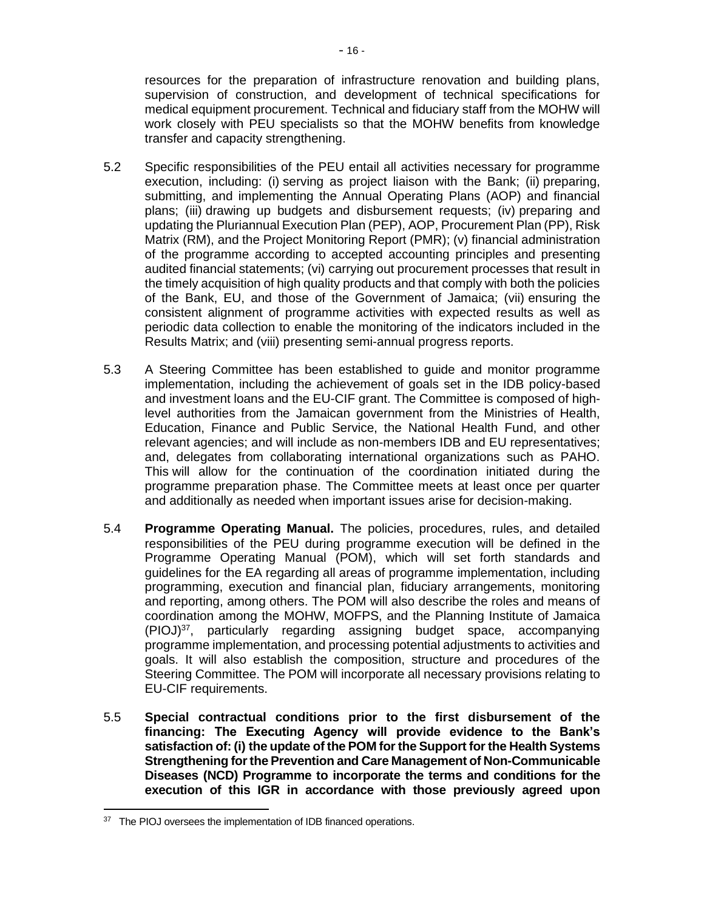resources for the preparation of infrastructure renovation and building plans, supervision of construction, and development of technical specifications for medical equipment procurement. Technical and fiduciary staff from the MOHW will work closely with PEU specialists so that the MOHW benefits from knowledge transfer and capacity strengthening.

5.2 Specific responsibilities of the PEU entail all activities necessary for programme execution, including: (i) serving as project liaison with the Bank; (ii) preparing, submitting, and implementing the Annual Operating Plans (AOP) and financial plans; (iii) drawing up budgets and disbursement requests; (iv) preparing and updating the Pluriannual Execution Plan (PEP), AOP, Procurement Plan (PP), Risk Matrix (RM), and the Project Monitoring Report (PMR); (v) financial administration of the programme according to accepted accounting principles and presenting audited financial statements; (vi) carrying out procurement processes that result in the timely acquisition of high quality products and that comply with both the policies of the Bank, EU, and those of the Government of Jamaica; (vii) ensuring the consistent alignment of programme activities with expected results as well as periodic data collection to enable the monitoring of the indicators included in the Results Matrix; and (viii) presenting semi-annual progress reports.

5.3 A Steering Committee has been established to guide and monitor programme implementation, including the achievement of goals set in the IDB policy-based and investment loans and the EU-CIF grant. The Committee is composed of high-level authorities from the Jamaican government from the Ministries of Health, Education, Finance and Public Service, the National Health Fund, and other relevant agencies; and will include as non-members IDB and EU representatives; and, delegates from collaborating international organizations such as PAHO. This will allow for the continuation of the coordination initiated during the programme preparation phase. The Committee meets at least once per quarter and additionally as needed when important issues arise for decision-making.

5.4 **Programme Operating Manual.** The policies, procedures, rules, and detailed responsibilities of the PEU during programme execution will be defined in the Programme Operating Manual (POM), which will set forth standards and guidelines for the EA regarding all areas of programme implementation, including programming, execution and financial plan, fiduciary arrangements, monitoring and reporting, among others. The POM will also describe the roles and means of coordination among the MOHW, MOFPS, and the Planning Institute of Jamaica (PIOJ)[37], particularly regarding assigning budget space, accompanying programme implementation, and processing potential adjustments to activities and goals. It will also establish the composition, structure and procedures of the Steering Committee. The POM will incorporate all necessary provisions relating to EU-CIF requirements.

5.5 **Special contractual conditions prior to the first disbursement of the financing: The Executing Agency will provide evidence to the Bank's satisfaction of: (i) the update of the POM for the Support for the Health Systems Strengthening for the Prevention and Care Management of Non-Communicable Diseases (NCD) Programme to incorporate the terms and conditions for the execution of this IGR in accordance with those previously agreed upon**

[37] The PIOJ oversees the implementation of IDB financed operations.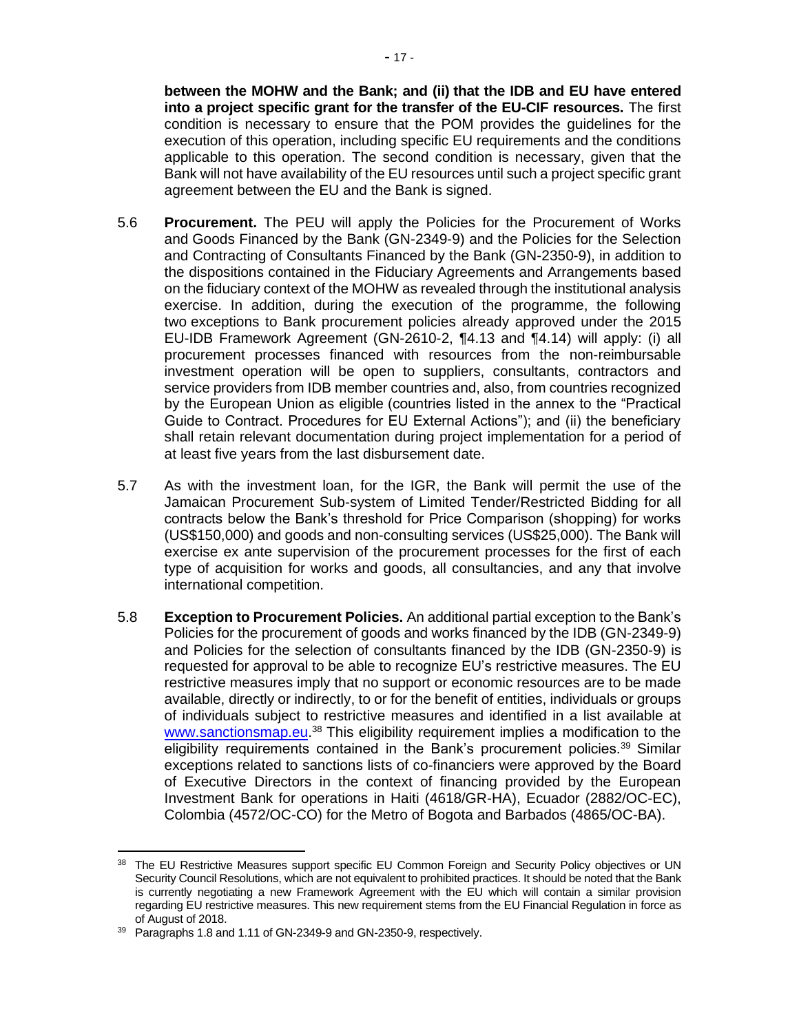**between the MOHW and the Bank; and (ii) that the IDB and EU have entered into a project specific grant for the transfer of the EU-CIF resources.** The first condition is necessary to ensure that the POM provides the guidelines for the execution of this operation, including specific EU requirements and the conditions applicable to this operation. The second condition is necessary, given that the Bank will not have availability of the EU resources until such a project specific grant agreement between the EU and the Bank is signed.

5.6 **Procurement.** The PEU will apply the Policies for the Procurement of Works and Goods Financed by the Bank (GN-2349-9) and the Policies for the Selection and Contracting of Consultants Financed by the Bank (GN-2350-9), in addition to the dispositions contained in the Fiduciary Agreements and Arrangements based on the fiduciary context of the MOHW as revealed through the institutional analysis exercise. In addition, during the execution of the programme, the following two exceptions to Bank procurement policies already approved under the 2015 EU-IDB Framework Agreement (GN-2610-2, ¶4.13 and ¶4.14) will apply: (i) all procurement processes financed with resources from the non-reimbursable investment operation will be open to suppliers, consultants, contractors and service providers from IDB member countries and, also, from countries recognized by the European Union as eligible (countries listed in the annex to the "Practical Guide to Contract. Procedures for EU External Actions"); and (ii) the beneficiary shall retain relevant documentation during project implementation for a period of at least five years from the last disbursement date.

5.7 As with the investment loan, for the IGR, the Bank will permit the use of the Jamaican Procurement Sub-system of Limited Tender/Restricted Bidding for all contracts below the Bank's threshold for Price Comparison (shopping) for works (US$150,000) and goods and non-consulting services (US$25,000). The Bank will exercise ex ante supervision of the procurement processes for the first of each type of acquisition for works and goods, all consultancies, and any that involve international competition.

5.8 **Exception to Procurement Policies.** An additional partial exception to the Bank's Policies for the procurement of goods and works financed by the IDB (GN-2349-9) and Policies for the selection of consultants financed by the IDB (GN-2350-9) is requested for approval to be able to recognize EU's restrictive measures. The EU restrictive measures imply that no support or economic resources are to be made available, directly or indirectly, to or for the benefit of entities, individuals or groups of individuals subject to restrictive measures and identified in a list available at www.sanctionsmap.eu.[38] This eligibility requirement implies a modification to the eligibility requirements contained in the Bank's procurement policies.[39] Similar exceptions related to sanctions lists of co-financiers were approved by the Board of Executive Directors in the context of financing provided by the European Investment Bank for operations in Haiti (4618/GR-HA), Ecuador (2882/OC-EC), Colombia (4572/OC-CO) for the Metro of Bogota and Barbados (4865/OC-BA).

---

[38] The EU Restrictive Measures support specific EU Common Foreign and Security Policy objectives or UN Security Council Resolutions, which are not equivalent to prohibited practices. It should be noted that the Bank is currently negotiating a new Framework Agreement with the EU which will contain a similar provision regarding EU restrictive measures. This new requirement stems from the EU Financial Regulation in force as of August of 2018.

[39] Paragraphs 1.8 and 1.11 of GN-2349-9 and GN-2350-9, respectively.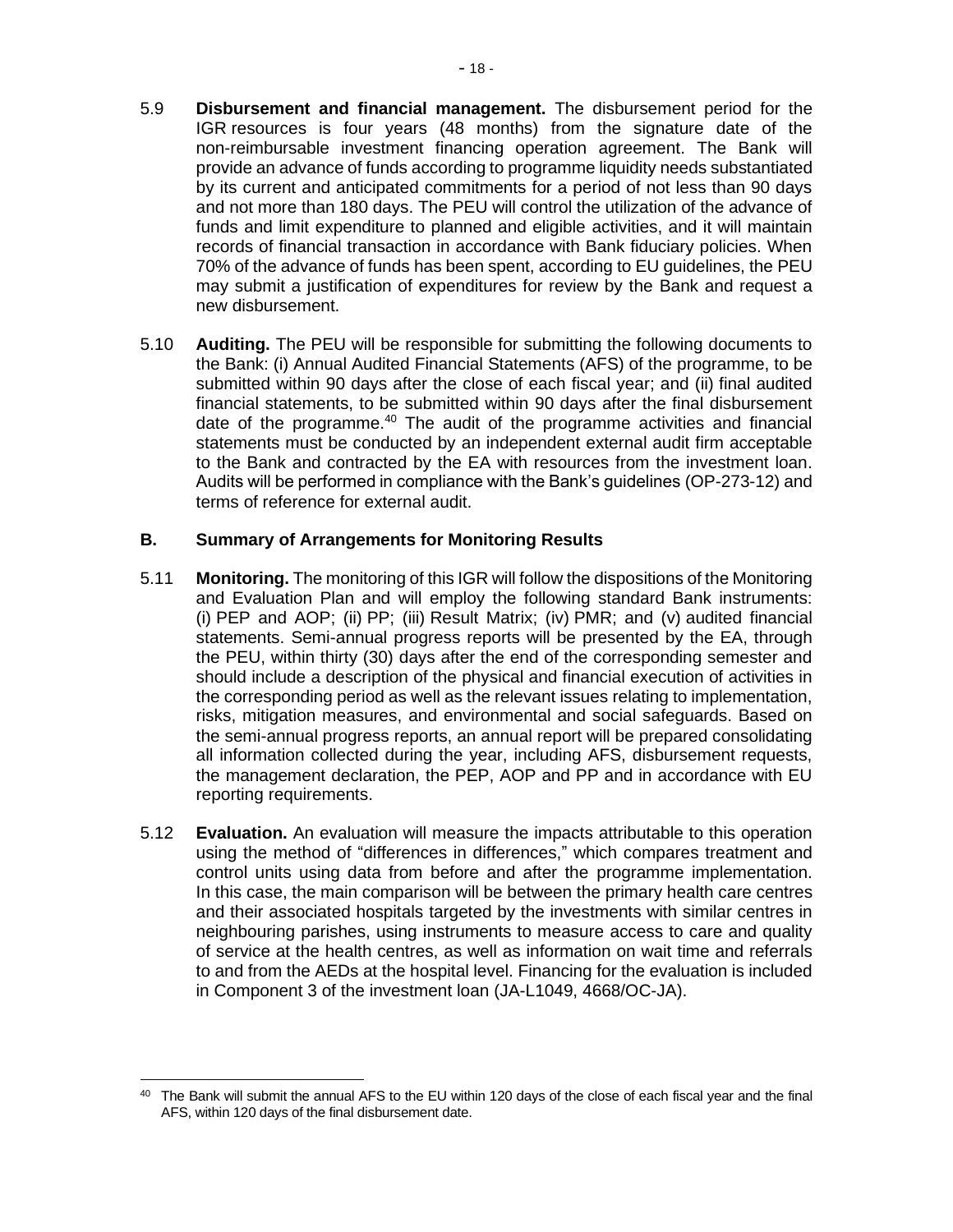5.9 **Disbursement and financial management.** The disbursement period for the IGR resources is four years (48 months) from the signature date of the non-reimbursable investment financing operation agreement. The Bank will provide an advance of funds according to programme liquidity needs substantiated by its current and anticipated commitments for a period of not less than 90 days and not more than 180 days. The PEU will control the utilization of the advance of funds and limit expenditure to planned and eligible activities, and it will maintain records of financial transaction in accordance with Bank fiduciary policies. When 70% of the advance of funds has been spent, according to EU guidelines, the PEU may submit a justification of expenditures for review by the Bank and request a new disbursement.

5.10 **Auditing.** The PEU will be responsible for submitting the following documents to the Bank: (i) Annual Audited Financial Statements (AFS) of the programme, to be submitted within 90 days after the close of each fiscal year; and (ii) final audited financial statements, to be submitted within 90 days after the final disbursement date of the programme.[40] The audit of the programme activities and financial statements must be conducted by an independent external audit firm acceptable to the Bank and contracted by the EA with resources from the investment loan. Audits will be performed in compliance with the Bank's guidelines (OP-273-12) and terms of reference for external audit.

## B. Summary of Arrangements for Monitoring Results

5.11 **Monitoring.** The monitoring of this IGR will follow the dispositions of the Monitoring and Evaluation Plan and will employ the following standard Bank instruments: (i) PEP and AOP; (ii) PP; (iii) Result Matrix; (iv) PMR; and (v) audited financial statements. Semi-annual progress reports will be presented by the EA, through the PEU, within thirty (30) days after the end of the corresponding semester and should include a description of the physical and financial execution of activities in the corresponding period as well as the relevant issues relating to implementation, risks, mitigation measures, and environmental and social safeguards. Based on the semi-annual progress reports, an annual report will be prepared consolidating all information collected during the year, including AFS, disbursement requests, the management declaration, the PEP, AOP and PP and in accordance with EU reporting requirements.

5.12 **Evaluation.** An evaluation will measure the impacts attributable to this operation using the method of "differences in differences," which compares treatment and control units using data from before and after the programme implementation. In this case, the main comparison will be between the primary health care centres and their associated hospitals targeted by the investments with similar centres in neighbouring parishes, using instruments to measure access to care and quality of service at the health centres, as well as information on wait time and referrals to and from the AEDs at the hospital level. Financing for the evaluation is included in Component 3 of the investment loan (JA-L1049, 4668/OC-JA).

---

[40] The Bank will submit the annual AFS to the EU within 120 days of the close of each fiscal year and the final AFS, within 120 days of the final disbursement date.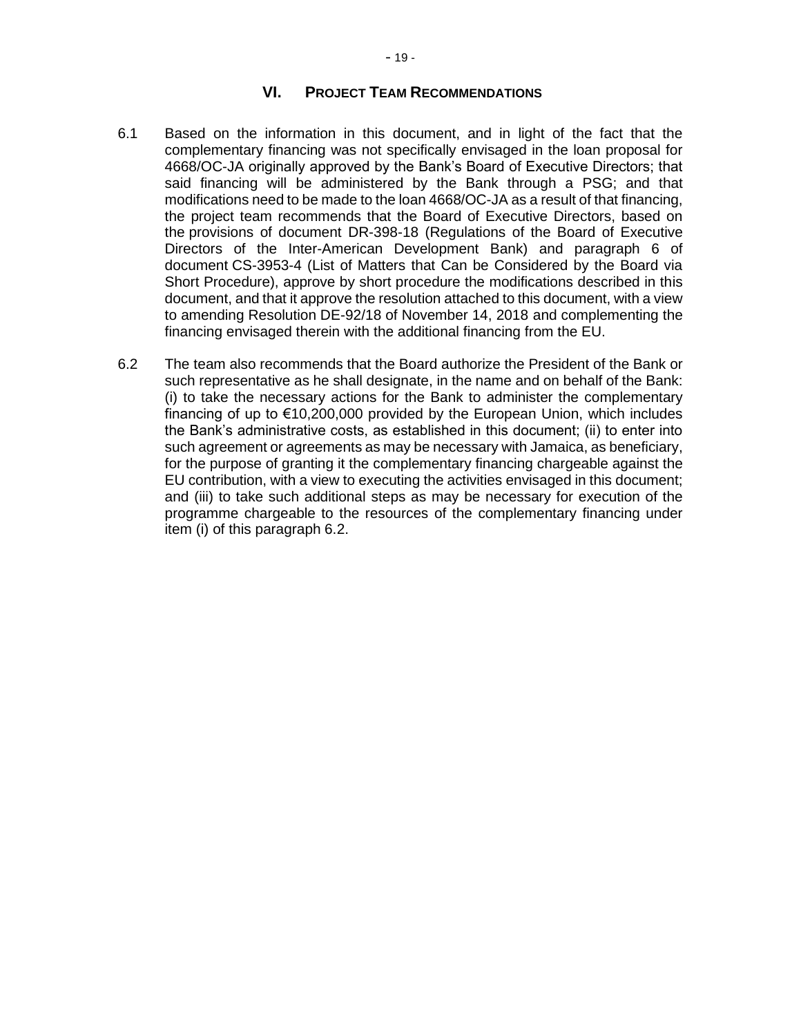## VI. PROJECT TEAM RECOMMENDATIONS

6.1 Based on the information in this document, and in light of the fact that the complementary financing was not specifically envisaged in the loan proposal for 4668/OC-JA originally approved by the Bank's Board of Executive Directors; that said financing will be administered by the Bank through a PSG; and that modifications need to be made to the loan 4668/OC-JA as a result of that financing, the project team recommends that the Board of Executive Directors, based on the provisions of document DR-398-18 (Regulations of the Board of Executive Directors of the Inter-American Development Bank) and paragraph 6 of document CS-3953-4 (List of Matters that Can be Considered by the Board via Short Procedure), approve by short procedure the modifications described in this document, and that it approve the resolution attached to this document, with a view to amending Resolution DE-92/18 of November 14, 2018 and complementing the financing envisaged therein with the additional financing from the EU.

6.2 The team also recommends that the Board authorize the President of the Bank or such representative as he shall designate, in the name and on behalf of the Bank: (i) to take the necessary actions for the Bank to administer the complementary financing of up to €10,200,000 provided by the European Union, which includes the Bank's administrative costs, as established in this document; (ii) to enter into such agreement or agreements as may be necessary with Jamaica, as beneficiary, for the purpose of granting it the complementary financing chargeable against the EU contribution, with a view to executing the activities envisaged in this document; and (iii) to take such additional steps as may be necessary for execution of the programme chargeable to the resources of the complementary financing under item (i) of this paragraph 6.2.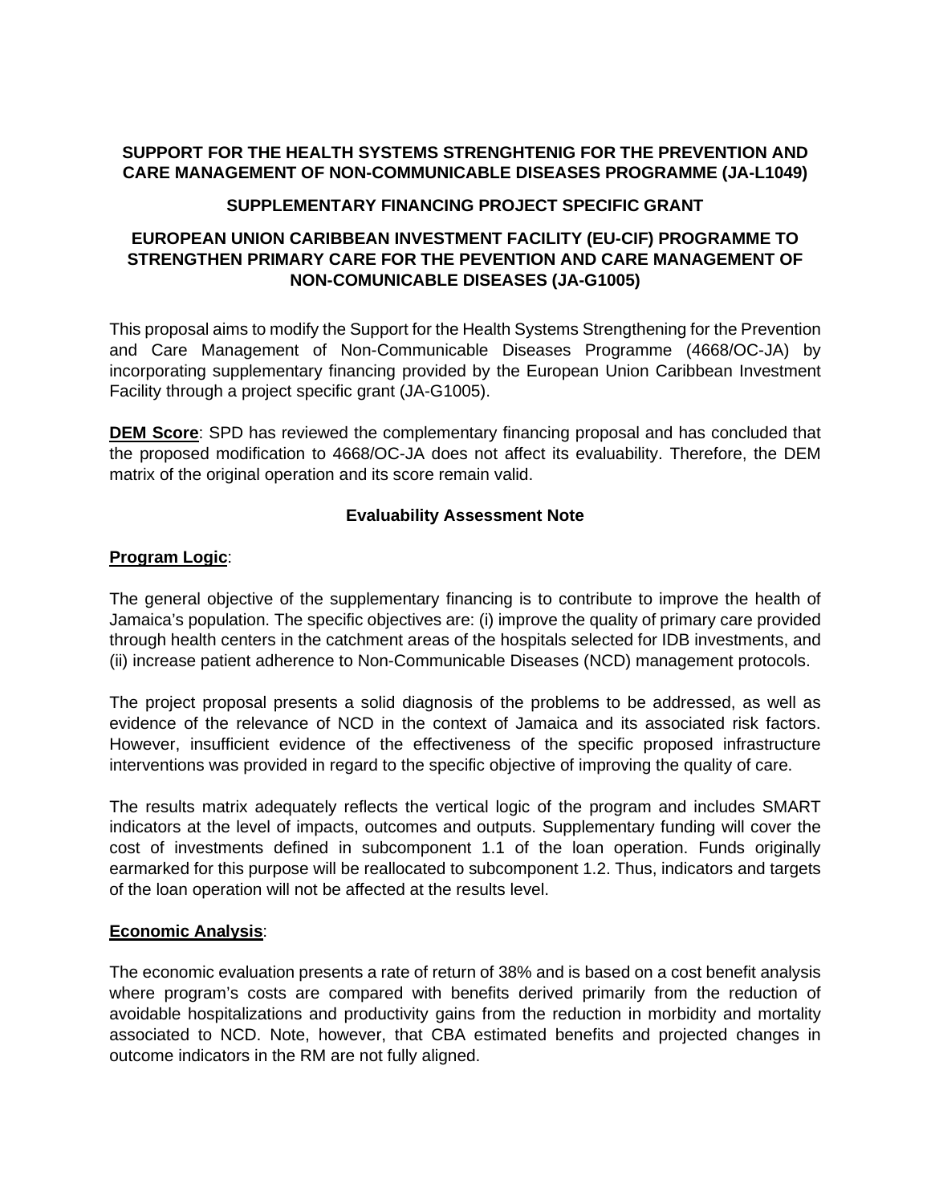**SUPPORT FOR THE HEALTH SYSTEMS STRENGHTENIG FOR THE PREVENTION AND CARE MANAGEMENT OF NON-COMMUNICABLE DISEASES PROGRAMME (JA-L1049)**

**SUPPLEMENTARY FINANCING PROJECT SPECIFIC GRANT**

**EUROPEAN UNION CARIBBEAN INVESTMENT FACILITY (EU-CIF) PROGRAMME TO STRENGTHEN PRIMARY CARE FOR THE PEVENTION AND CARE MANAGEMENT OF NON-COMUNICABLE DISEASES (JA-G1005)**

This proposal aims to modify the Support for the Health Systems Strengthening for the Prevention and Care Management of Non-Communicable Diseases Programme (4668/OC-JA) by incorporating supplementary financing provided by the European Union Caribbean Investment Facility through a project specific grant (JA-G1005).

**DEM Score**: SPD has reviewed the complementary financing proposal and has concluded that the proposed modification to 4668/OC-JA does not affect its evaluability. Therefore, the DEM matrix of the original operation and its score remain valid.

**Evaluability Assessment Note**

**Program Logic**:

The general objective of the supplementary financing is to contribute to improve the health of Jamaica's population. The specific objectives are: (i) improve the quality of primary care provided through health centers in the catchment areas of the hospitals selected for IDB investments, and (ii) increase patient adherence to Non-Communicable Diseases (NCD) management protocols.

The project proposal presents a solid diagnosis of the problems to be addressed, as well as evidence of the relevance of NCD in the context of Jamaica and its associated risk factors. However, insufficient evidence of the effectiveness of the specific proposed infrastructure interventions was provided in regard to the specific objective of improving the quality of care.

The results matrix adequately reflects the vertical logic of the program and includes SMART indicators at the level of impacts, outcomes and outputs. Supplementary funding will cover the cost of investments defined in subcomponent 1.1 of the loan operation. Funds originally earmarked for this purpose will be reallocated to subcomponent 1.2. Thus, indicators and targets of the loan operation will not be affected at the results level.

**Economic Analysis**:

The economic evaluation presents a rate of return of 38% and is based on a cost benefit analysis where program's costs are compared with benefits derived primarily from the reduction of avoidable hospitalizations and productivity gains from the reduction in morbidity and mortality associated to NCD. Note, however, that CBA estimated benefits and projected changes in outcome indicators in the RM are not fully aligned.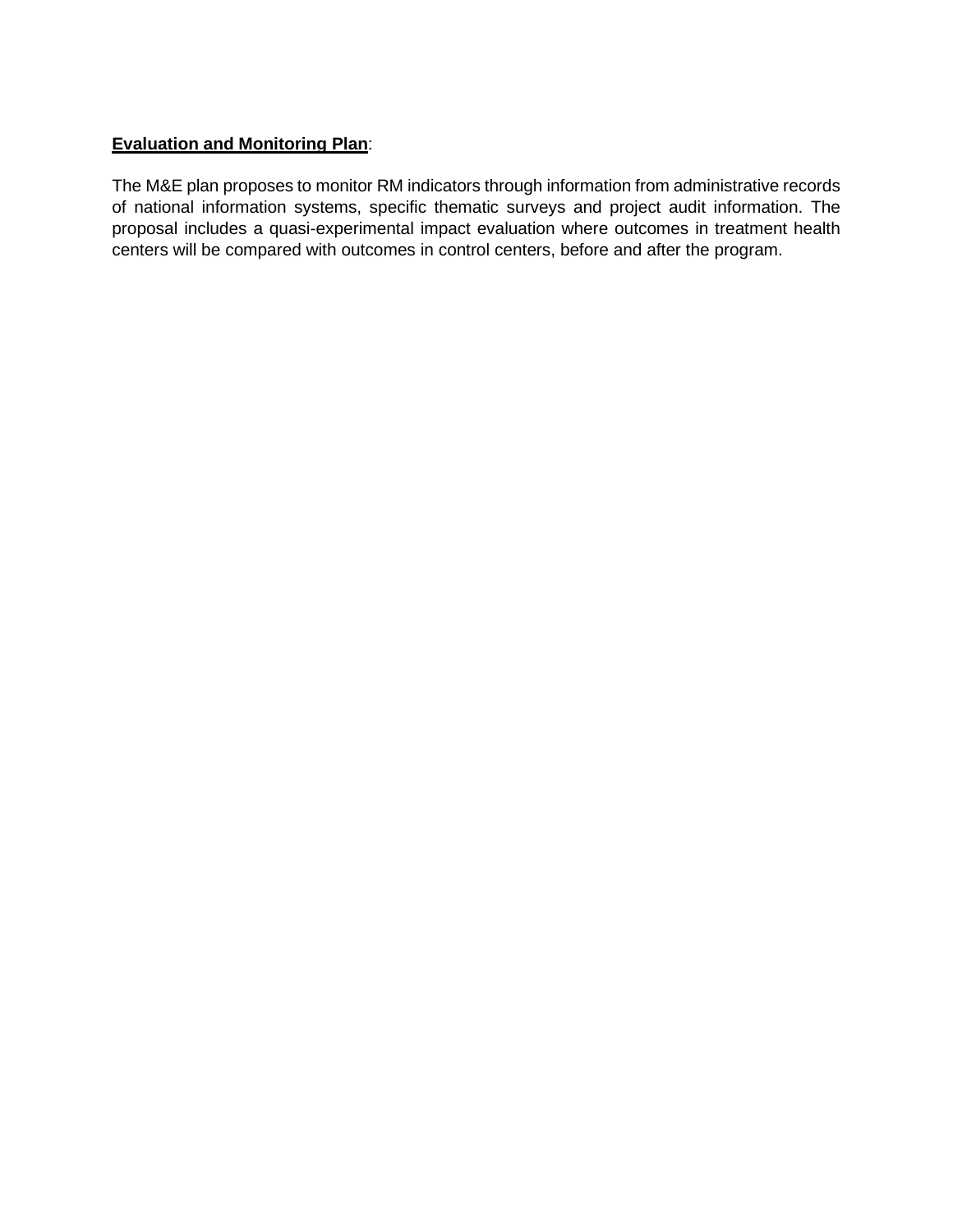**Evaluation and Monitoring Plan**:

The M&E plan proposes to monitor RM indicators through information from administrative records of national information systems, specific thematic surveys and project audit information. The proposal includes a quasi-experimental impact evaluation where outcomes in treatment health centers will be compared with outcomes in control centers, before and after the program.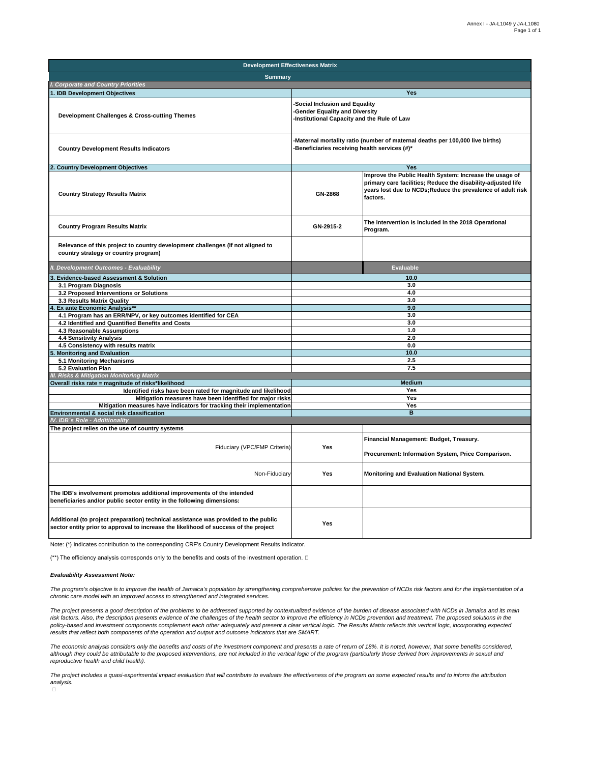| Development Effectiveness Matrix | | |
|---|---|---|
| **Summary** | | |
| ***I. Corporate and Country Priorities*** | | |
| **1. IDB Development Objectives** | **Yes** | |
| **Development Challenges & Cross-cutting Themes** | **-Social Inclusion and Equality**<br>**-Gender Equality and Diversity**<br>**-Institutional Capacity and the Rule of Law** | |
| **Country Development Results Indicators** | **-Maternal mortality ratio (number of maternal deaths per 100,000 live births)**<br>**-Beneficiaries receiving health services (#)*** | |
| **2. Country Development Objectives** | **Yes** | |
| **Country Strategy Results Matrix** | **GN-2868** | **Improve the Public Health System: Increase the usage of primary care facilities; Reduce the disability-adjusted life years lost due to NCDs;Reduce the prevalence of adult risk factors.** |
| **Country Program Results Matrix** | **GN-2915-2** | **The intervention is included in the 2018 Operational Program.** |
| **Relevance of this project to country development challenges (If not aligned to country strategy or country program)** | | |
| ***II. Development Outcomes - Evaluability*** | | **Evaluable** |
| **3. Evidence-based Assessment & Solution** | **10.0** | |
| **3.1 Program Diagnosis** | **3.0** | |
| **3.2 Proposed Interventions or Solutions** | **4.0** | |
| **3.3 Results Matrix Quality** | **3.0** | |
| **4. Ex ante Economic Analysis**** | **9.0** | |
| **4.1 Program has an ERR/NPV, or key outcomes identified for CEA** | **3.0** | |
| **4.2 Identified and Quantified Benefits and Costs** | **3.0** | |
| **4.3 Reasonable Assumptions** | **1.0** | |
| **4.4 Sensitivity Analysis** | **2.0** | |
| **4.5 Consistency with results matrix** | **0.0** | |
| **5. Monitoring and Evaluation** | **10.0** | |
| **5.1 Monitoring Mechanisms** | **2.5** | |
| **5.2 Evaluation Plan** | **7.5** | |
| ***III. Risks & Mitigation Monitoring Matrix*** | | |
| **Overall risks rate = magnitude of risks*likelihood** | **Medium** | |
| **Identified risks have been rated for magnitude and likelihood** | **Yes** | |
| **Mitigation measures have been identified for major risks** | **Yes** | |
| **Mitigation measures have indicators for tracking their implementation** | **Yes** | |
| **Environmental & social risk classification** | **B** | |
| ***IV. IDB´s Role - Additionality*** | | |
| **The project relies on the use of country systems** | | |
| Fiduciary (VPC/FMP Criteria) | **Yes** | **Financial Management: Budget, Treasury.**<br><br>**Procurement: Information System, Price Comparison.** |
| Non-Fiduciary | **Yes** | **Monitoring and Evaluation National System.** |
| **The IDB's involvement promotes additional improvements of the intended beneficiaries and/or public sector entity in the following dimensions:** | | |
| **Additional (to project preparation) technical assistance was provided to the public sector entity prior to approval to increase the likelihood of success of the project** | **Yes** | |

Note: (*) Indicates contribution to the corresponding CRF's Country Development Results Indicator.

(**) The efficiency analysis corresponds only to the benefits and costs of the investment operation.

***Evaluability Assessment Note:***

*The program's objective is to improve the health of Jamaica's population by strengthening comprehensive policies for the prevention of NCDs risk factors and for the implementation of a chronic care model with an improved access to strengthened and integrated services.*

*The project presents a good description of the problems to be addressed supported by contextualized evidence of the burden of disease associated with NCDs in Jamaica and its main risk factors. Also, the description presents evidence of the challenges of the health sector to improve the efficiency in NCDs prevention and treatment. The proposed solutions in the policy-based and investment components complement each other adequately and present a clear vertical logic. The Results Matrix reflects this vertical logic, incorporating expected results that reflect both components of the operation and output and outcome indicators that are SMART.*

*The economic analysis considers only the benefits and costs of the investment component and presents a rate of return of 18%. It is noted, however, that some benefits considered, although they could be attributable to the proposed interventions, are not included in the vertical logic of the program (particularly those derived from improvements in sexual and reproductive health and child health).*

*The project includes a quasi-experimental impact evaluation that will contribute to evaluate the effectiveness of the program on some expected results and to inform the attribution analysis.*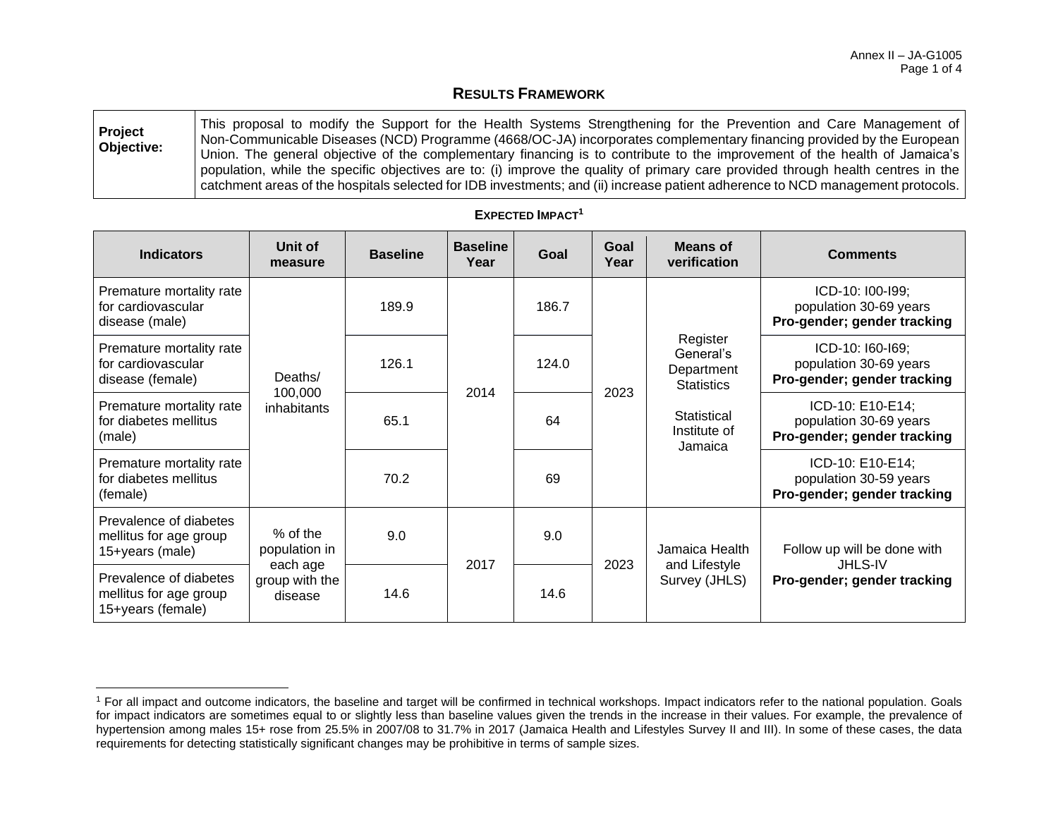# RESULTS FRAMEWORK

| **Project Objective:** | This proposal to modify the Support for the Health Systems Strengthening for the Prevention and Care Management of Non-Communicable Diseases (NCD) Programme (4668/OC-JA) incorporates complementary financing provided by the European Union. The general objective of the complementary financing is to contribute to the improvement of the health of Jamaica's population, while the specific objectives are to: (i) improve the quality of primary care provided through health centres in the catchment areas of the hospitals selected for IDB investments; and (ii) increase patient adherence to NCD management protocols. |
|---|---|

## EXPECTED IMPACT[1]

| Indicators | Unit of measure | Baseline | Baseline Year | Goal | Goal Year | Means of verification | Comments |
|---|---|---|---|---|---|---|---|
| Premature mortality rate for cardiovascular disease (male) | Deaths/ 100,000 inhabitants | 189.9 | 2014 | 186.7 | 2023 | Register General's Department Statistics<br><br>Statistical Institute of Jamaica | ICD-10: I00-I99; population 30-69 years **Pro-gender; gender tracking** |
| Premature mortality rate for cardiovascular disease (female) | Deaths/ 100,000 inhabitants | 126.1 | 2014 | 124.0 | 2023 | Register General's Department Statistics<br><br>Statistical Institute of Jamaica | ICD-10: I60-I69; population 30-69 years **Pro-gender; gender tracking** |
| Premature mortality rate for diabetes mellitus (male) | Deaths/ 100,000 inhabitants | 65.1 | 2014 | 64 | 2023 | Register General's Department Statistics<br><br>Statistical Institute of Jamaica | ICD-10: E10-E14; population 30-69 years **Pro-gender; gender tracking** |
| Premature mortality rate for diabetes mellitus (female) | Deaths/ 100,000 inhabitants | 70.2 | 2014 | 69 | 2023 | Register General's Department Statistics<br><br>Statistical Institute of Jamaica | ICD-10: E10-E14; population 30-59 years **Pro-gender; gender tracking** |
| Prevalence of diabetes mellitus for age group 15+years (male) | % of the population in each age group with the disease | 9.0 | 2017 | 9.0 | 2023 | Jamaica Health and Lifestyle Survey (JHLS) | Follow up will be done with JHLS-IV **Pro-gender; gender tracking** |
| Prevalence of diabetes mellitus for age group 15+years (female) | % of the population in each age group with the disease | 14.6 | 2017 | 14.6 | 2023 | Jamaica Health and Lifestyle Survey (JHLS) | Follow up will be done with JHLS-IV **Pro-gender; gender tracking** |

[1] For all impact and outcome indicators, the baseline and target will be confirmed in technical workshops. Impact indicators refer to the national population. Goals for impact indicators are sometimes equal to or slightly less than baseline values given the trends in the increase in their values. For example, the prevalence of hypertension among males 15+ rose from 25.5% in 2007/08 to 31.7% in 2017 (Jamaica Health and Lifestyles Survey II and III). In some of these cases, the data requirements for detecting statistically significant changes may be prohibitive in terms of sample sizes.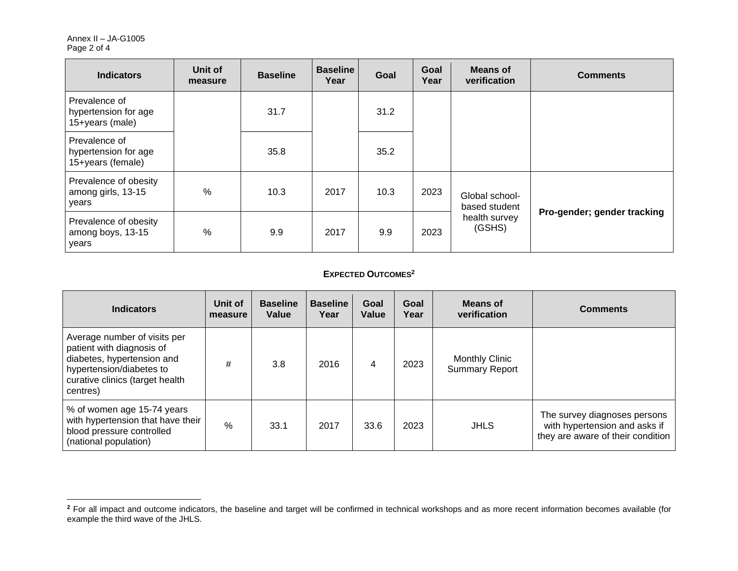| Indicators | Unit of measure | Baseline | Baseline Year | Goal | Goal Year | Means of verification | Comments |
|---|---|---|---|---|---|---|---|
| Prevalence of hypertension for age 15+years (male) | | 31.7 | | 31.2 | | | |
| Prevalence of hypertension for age 15+years (female) | | 35.8 | | 35.2 | | | |
| Prevalence of obesity among girls, 13-15 years | % | 10.3 | 2017 | 10.3 | 2023 | Global school-based student health survey (GSHS) | **Pro-gender; gender tracking** |
| Prevalence of obesity among boys, 13-15 years | % | 9.9 | 2017 | 9.9 | 2023 | | |

### EXPECTED OUTCOMES[2]

| Indicators | Unit of measure | Baseline Value | Baseline Year | Goal Value | Goal Year | Means of verification | Comments |
|---|---|---|---|---|---|---|---|
| Average number of visits per patient with diagnosis of diabetes, hypertension and hypertension/diabetes to curative clinics (target health centres) | # | 3.8 | 2016 | 4 | 2023 | Monthly Clinic Summary Report | |
| % of women age 15-74 years with hypertension that have their blood pressure controlled (national population) | % | 33.1 | 2017 | 33.6 | 2023 | JHLS | The survey diagnoses persons with hypertension and asks if they are aware of their condition |

[2] For all impact and outcome indicators, the baseline and target will be confirmed in technical workshops and as more recent information becomes available (for example the third wave of the JHLS.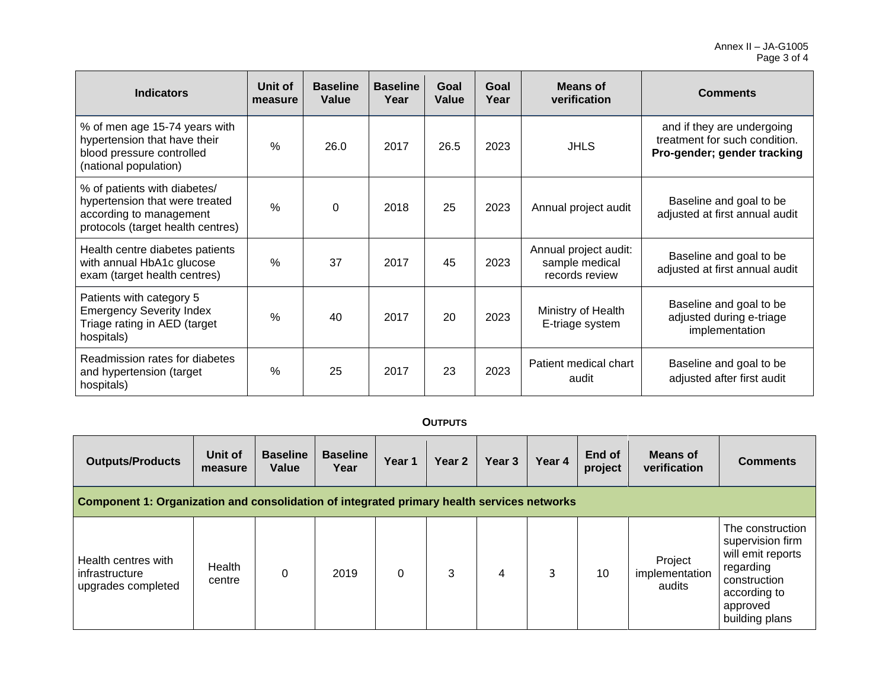| Indicators | Unit of measure | Baseline Value | Baseline Year | Goal Value | Goal Year | Means of verification | Comments |
|---|---|---|---|---|---|---|---|
| % of men age 15-74 years with hypertension that have their blood pressure controlled (national population) | % | 26.0 | 2017 | 26.5 | 2023 | JHLS | and if they are undergoing treatment for such condition. **Pro-gender; gender tracking** |
| % of patients with diabetes/ hypertension that were treated according to management protocols (target health centres) | % | 0 | 2018 | 25 | 2023 | Annual project audit | Baseline and goal to be adjusted at first annual audit |
| Health centre diabetes patients with annual HbA1c glucose exam (target health centres) | % | 37 | 2017 | 45 | 2023 | Annual project audit: sample medical records review | Baseline and goal to be adjusted at first annual audit |
| Patients with category 5 Emergency Severity Index Triage rating in AED (target hospitals) | % | 40 | 2017 | 20 | 2023 | Ministry of Health E-triage system | Baseline and goal to be adjusted during e-triage implementation |
| Readmission rates for diabetes and hypertension (target hospitals) | % | 25 | 2017 | 23 | 2023 | Patient medical chart audit | Baseline and goal to be adjusted after first audit |

**OUTPUTS**

| Outputs/Products | Unit of measure | Baseline Value | Baseline Year | Year 1 | Year 2 | Year 3 | Year 4 | End of project | Means of verification | Comments |
|---|---|---|---|---|---|---|---|---|---|---|
| **Component 1: Organization and consolidation of integrated primary health services networks** | | | | | | | | | | |
| Health centres with infrastructure upgrades completed | Health centre | 0 | 2019 | 0 | 3 | 4 | 3 | 10 | Project implementation audits | The construction supervision firm will emit reports regarding construction according to approved building plans |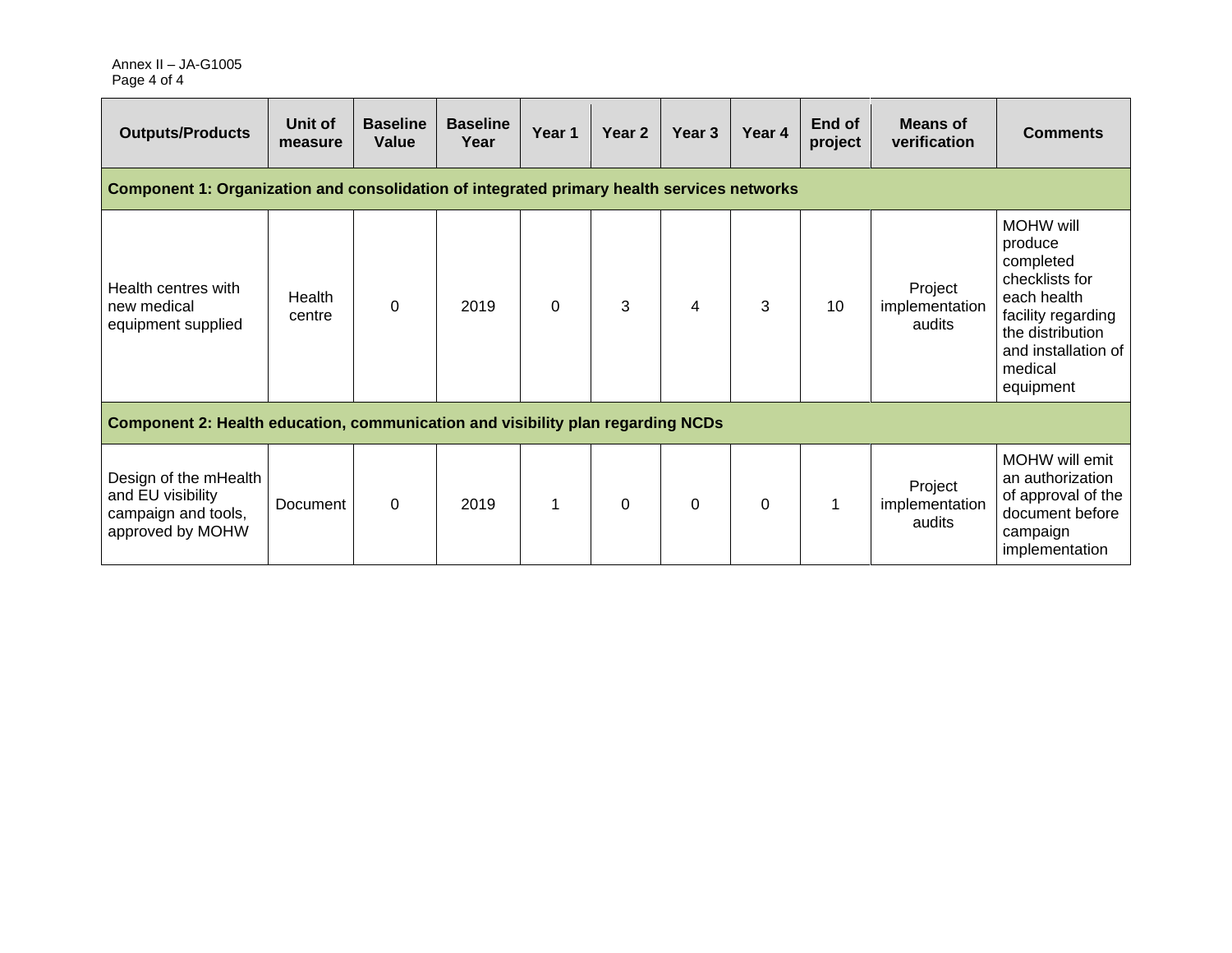| Outputs/Products | Unit of measure | Baseline Value | Baseline Year | Year 1 | Year 2 | Year 3 | Year 4 | End of project | Means of verification | Comments |
|---|---|---|---|---|---|---|---|---|---|---|
| **Component 1: Organization and consolidation of integrated primary health services networks** | | | | | | | | | | |
| Health centres with new medical equipment supplied | Health centre | 0 | 2019 | 0 | 3 | 4 | 3 | 10 | Project implementation audits | MOHW will produce completed checklists for each health facility regarding the distribution and installation of medical equipment |
| **Component 2: Health education, communication and visibility plan regarding NCDs** | | | | | | | | | | |
| Design of the mHealth and EU visibility campaign and tools, approved by MOHW | Document | 0 | 2019 | 1 | 0 | 0 | 0 | 1 | Project implementation audits | MOHW will emit an authorization of approval of the document before campaign implementation |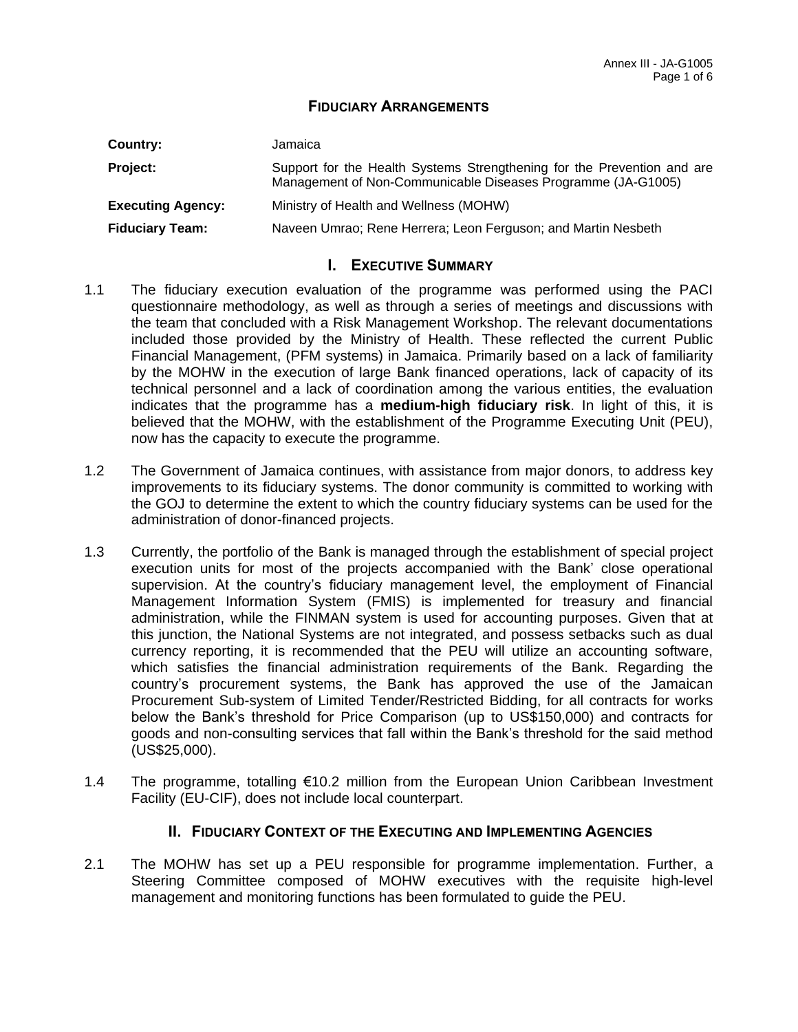# FIDUCIARY ARRANGEMENTS

| | |
|---|---|
| **Country:** | Jamaica |
| **Project:** | Support for the Health Systems Strengthening for the Prevention and are Management of Non-Communicable Diseases Programme (JA-G1005) |
| **Executing Agency:** | Ministry of Health and Wellness (MOHW) |
| **Fiduciary Team:** | Naveen Umrao; Rene Herrera; Leon Ferguson; and Martin Nesbeth |

## I. EXECUTIVE SUMMARY

1.1 The fiduciary execution evaluation of the programme was performed using the PACI questionnaire methodology, as well as through a series of meetings and discussions with the team that concluded with a Risk Management Workshop. The relevant documentations included those provided by the Ministry of Health. These reflected the current Public Financial Management, (PFM systems) in Jamaica. Primarily based on a lack of familiarity by the MOHW in the execution of large Bank financed operations, lack of capacity of its technical personnel and a lack of coordination among the various entities, the evaluation indicates that the programme has a **medium-high fiduciary risk**. In light of this, it is believed that the MOHW, with the establishment of the Programme Executing Unit (PEU), now has the capacity to execute the programme.

1.2 The Government of Jamaica continues, with assistance from major donors, to address key improvements to its fiduciary systems. The donor community is committed to working with the GOJ to determine the extent to which the country fiduciary systems can be used for the administration of donor-financed projects.

1.3 Currently, the portfolio of the Bank is managed through the establishment of special project execution units for most of the projects accompanied with the Bank' close operational supervision. At the country's fiduciary management level, the employment of Financial Management Information System (FMIS) is implemented for treasury and financial administration, while the FINMAN system is used for accounting purposes. Given that at this junction, the National Systems are not integrated, and possess setbacks such as dual currency reporting, it is recommended that the PEU will utilize an accounting software, which satisfies the financial administration requirements of the Bank. Regarding the country's procurement systems, the Bank has approved the use of the Jamaican Procurement Sub-system of Limited Tender/Restricted Bidding, for all contracts for works below the Bank's threshold for Price Comparison (up to US$150,000) and contracts for goods and non-consulting services that fall within the Bank's threshold for the said method (US$25,000).

1.4 The programme, totalling €10.2 million from the European Union Caribbean Investment Facility (EU-CIF), does not include local counterpart.

## II. FIDUCIARY CONTEXT OF THE EXECUTING AND IMPLEMENTING AGENCIES

2.1 The MOHW has set up a PEU responsible for programme implementation. Further, a Steering Committee composed of MOHW executives with the requisite high-level management and monitoring functions has been formulated to guide the PEU.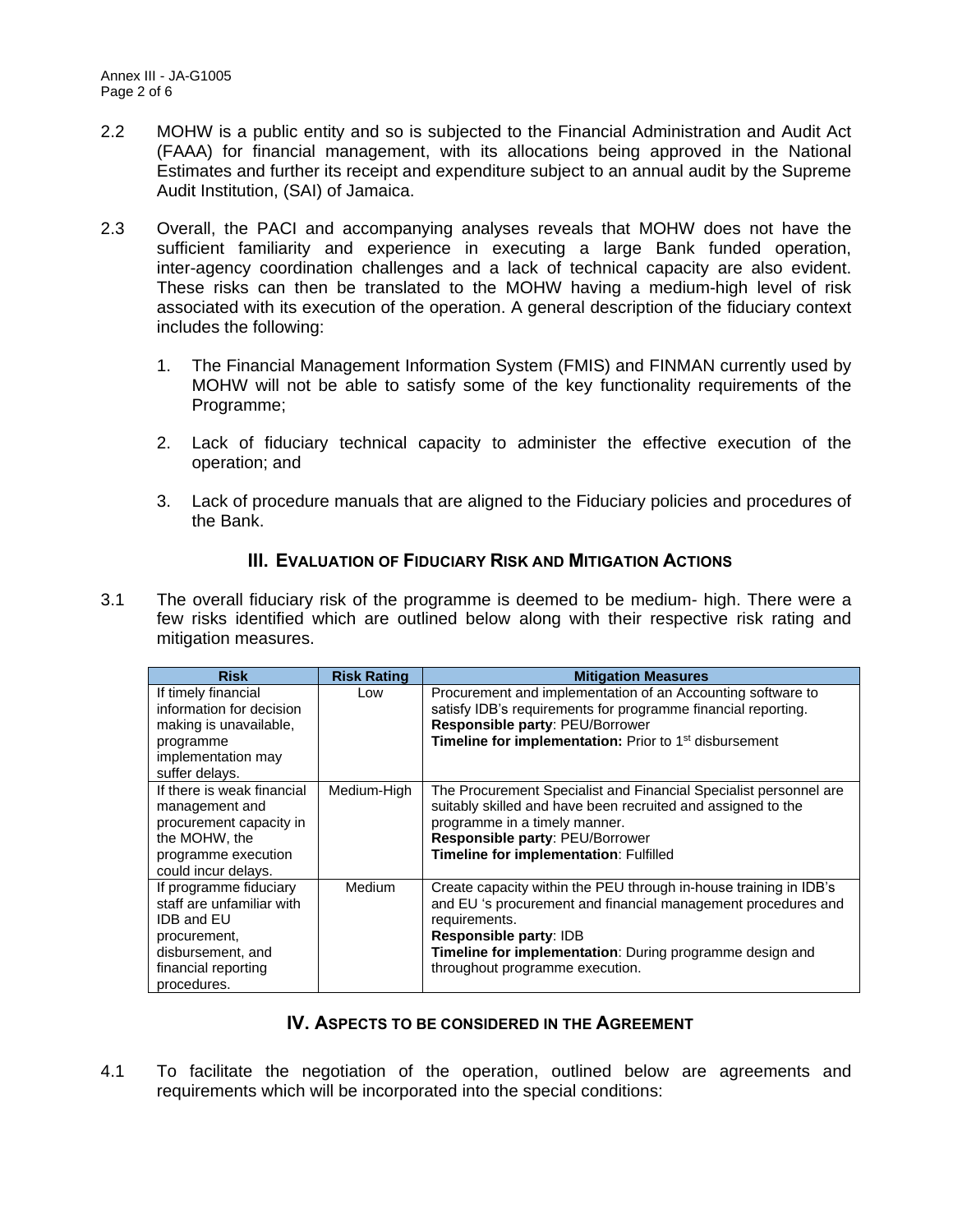2.2 MOHW is a public entity and so is subjected to the Financial Administration and Audit Act (FAAA) for financial management, with its allocations being approved in the National Estimates and further its receipt and expenditure subject to an annual audit by the Supreme Audit Institution, (SAI) of Jamaica.

2.3 Overall, the PACI and accompanying analyses reveals that MOHW does not have the sufficient familiarity and experience in executing a large Bank funded operation, inter-agency coordination challenges and a lack of technical capacity are also evident. These risks can then be translated to the MOHW having a medium-high level of risk associated with its execution of the operation. A general description of the fiduciary context includes the following:

1. The Financial Management Information System (FMIS) and FINMAN currently used by MOHW will not be able to satisfy some of the key functionality requirements of the Programme;

2. Lack of fiduciary technical capacity to administer the effective execution of the operation; and

3. Lack of procedure manuals that are aligned to the Fiduciary policies and procedures of the Bank.

## III. Evaluation of Fiduciary Risk and Mitigation Actions

3.1 The overall fiduciary risk of the programme is deemed to be medium- high. There were a few risks identified which are outlined below along with their respective risk rating and mitigation measures.

| Risk | Risk Rating | Mitigation Measures |
|---|---|---|
| If timely financial information for decision making is unavailable, programme implementation may suffer delays. | Low | Procurement and implementation of an Accounting software to satisfy IDB's requirements for programme financial reporting.<br>**Responsible party**: PEU/Borrower<br>**Timeline for implementation:** Prior to 1st disbursement |
| If there is weak financial management and procurement capacity in the MOHW, the programme execution could incur delays. | Medium-High | The Procurement Specialist and Financial Specialist personnel are suitably skilled and have been recruited and assigned to the programme in a timely manner.<br>**Responsible party**: PEU/Borrower<br>**Timeline for implementation**: Fulfilled |
| If programme fiduciary staff are unfamiliar with IDB and EU procurement, disbursement, and financial reporting procedures. | Medium | Create capacity within the PEU through in-house training in IDB's and EU 's procurement and financial management procedures and requirements.<br>**Responsible party**: IDB<br>**Timeline for implementation**: During programme design and throughout programme execution. |

## IV. Aspects to be considered in the Agreement

4.1 To facilitate the negotiation of the operation, outlined below are agreements and requirements which will be incorporated into the special conditions: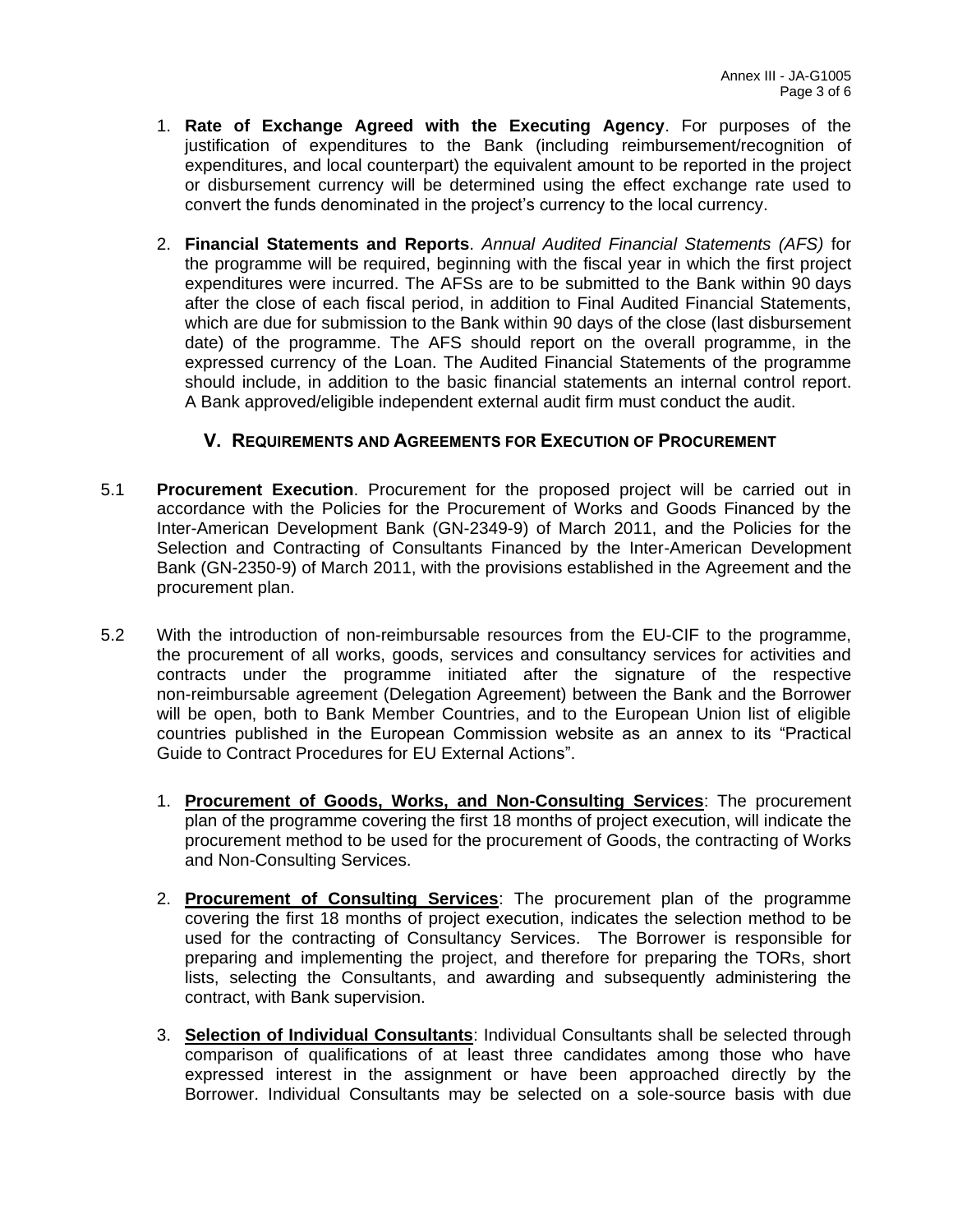1. **Rate of Exchange Agreed with the Executing Agency**. For purposes of the justification of expenditures to the Bank (including reimbursement/recognition of expenditures, and local counterpart) the equivalent amount to be reported in the project or disbursement currency will be determined using the effect exchange rate used to convert the funds denominated in the project's currency to the local currency.

2. **Financial Statements and Reports**. *Annual Audited Financial Statements (AFS)* for the programme will be required, beginning with the fiscal year in which the first project expenditures were incurred. The AFSs are to be submitted to the Bank within 90 days after the close of each fiscal period, in addition to Final Audited Financial Statements, which are due for submission to the Bank within 90 days of the close (last disbursement date) of the programme. The AFS should report on the overall programme, in the expressed currency of the Loan. The Audited Financial Statements of the programme should include, in addition to the basic financial statements an internal control report. A Bank approved/eligible independent external audit firm must conduct the audit.

## V. Requirements and Agreements for Execution of Procurement

5.1 **Procurement Execution**. Procurement for the proposed project will be carried out in accordance with the Policies for the Procurement of Works and Goods Financed by the Inter-American Development Bank (GN-2349-9) of March 2011, and the Policies for the Selection and Contracting of Consultants Financed by the Inter-American Development Bank (GN-2350-9) of March 2011, with the provisions established in the Agreement and the procurement plan.

5.2 With the introduction of non-reimbursable resources from the EU-CIF to the programme, the procurement of all works, goods, services and consultancy services for activities and contracts under the programme initiated after the signature of the respective non-reimbursable agreement (Delegation Agreement) between the Bank and the Borrower will be open, both to Bank Member Countries, and to the European Union list of eligible countries published in the European Commission website as an annex to its "Practical Guide to Contract Procedures for EU External Actions".

1. **Procurement of Goods, Works, and Non-Consulting Services**: The procurement plan of the programme covering the first 18 months of project execution, will indicate the procurement method to be used for the procurement of Goods, the contracting of Works and Non-Consulting Services.

2. **Procurement of Consulting Services**: The procurement plan of the programme covering the first 18 months of project execution, indicates the selection method to be used for the contracting of Consultancy Services. The Borrower is responsible for preparing and implementing the project, and therefore for preparing the TORs, short lists, selecting the Consultants, and awarding and subsequently administering the contract, with Bank supervision.

3. **Selection of Individual Consultants**: Individual Consultants shall be selected through comparison of qualifications of at least three candidates among those who have expressed interest in the assignment or have been approached directly by the Borrower. Individual Consultants may be selected on a sole-source basis with due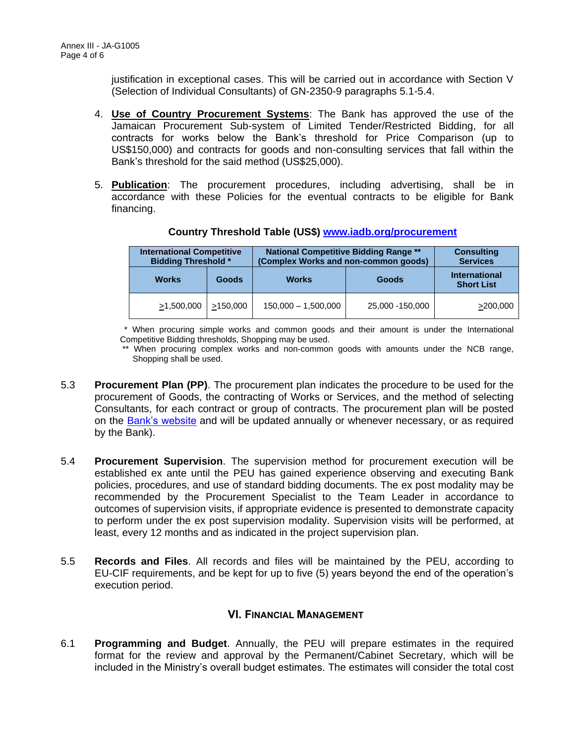justification in exceptional cases. This will be carried out in accordance with Section V (Selection of Individual Consultants) of GN-2350-9 paragraphs 5.1-5.4.

4. **Use of Country Procurement Systems**: The Bank has approved the use of the Jamaican Procurement Sub-system of Limited Tender/Restricted Bidding, for all contracts for works below the Bank's threshold for Price Comparison (up to US$150,000) and contracts for goods and non-consulting services that fall within the Bank's threshold for the said method (US$25,000).

5. **Publication**: The procurement procedures, including advertising, shall be in accordance with these Policies for the eventual contracts to be eligible for Bank financing.

**Country Threshold Table (US$) [www.iadb.org/procurement](www.iadb.org/procurement)**

| International Competitive Bidding Threshold * | | National Competitive Bidding Range ** (Complex Works and non-common goods) | | Consulting Services |
|---|---|---|---|---|
| Works | Goods | Works | Goods | International Short List |
| ≥1,500,000 | ≥150,000 | 150,000 – 1,500,000 | 25,000 -150,000 | ≥200,000 |

\* When procuring simple works and common goods and their amount is under the International Competitive Bidding thresholds, Shopping may be used.

\*\* When procuring complex works and non-common goods with amounts under the NCB range, Shopping shall be used.

5.3 **Procurement Plan (PP)**. The procurement plan indicates the procedure to be used for the procurement of Goods, the contracting of Works or Services, and the method of selecting Consultants, for each contract or group of contracts. The procurement plan will be posted on the Bank's website and will be updated annually or whenever necessary, or as required by the Bank).

5.4 **Procurement Supervision**. The supervision method for procurement execution will be established ex ante until the PEU has gained experience observing and executing Bank policies, procedures, and use of standard bidding documents. The ex post modality may be recommended by the Procurement Specialist to the Team Leader in accordance to outcomes of supervision visits, if appropriate evidence is presented to demonstrate capacity to perform under the ex post supervision modality. Supervision visits will be performed, at least, every 12 months and as indicated in the project supervision plan.

5.5 **Records and Files**. All records and files will be maintained by the PEU, according to EU-CIF requirements, and be kept for up to five (5) years beyond the end of the operation's execution period.

## VI. Financial Management

6.1 **Programming and Budget**. Annually, the PEU will prepare estimates in the required format for the review and approval by the Permanent/Cabinet Secretary, which will be included in the Ministry's overall budget estimates. The estimates will consider the total cost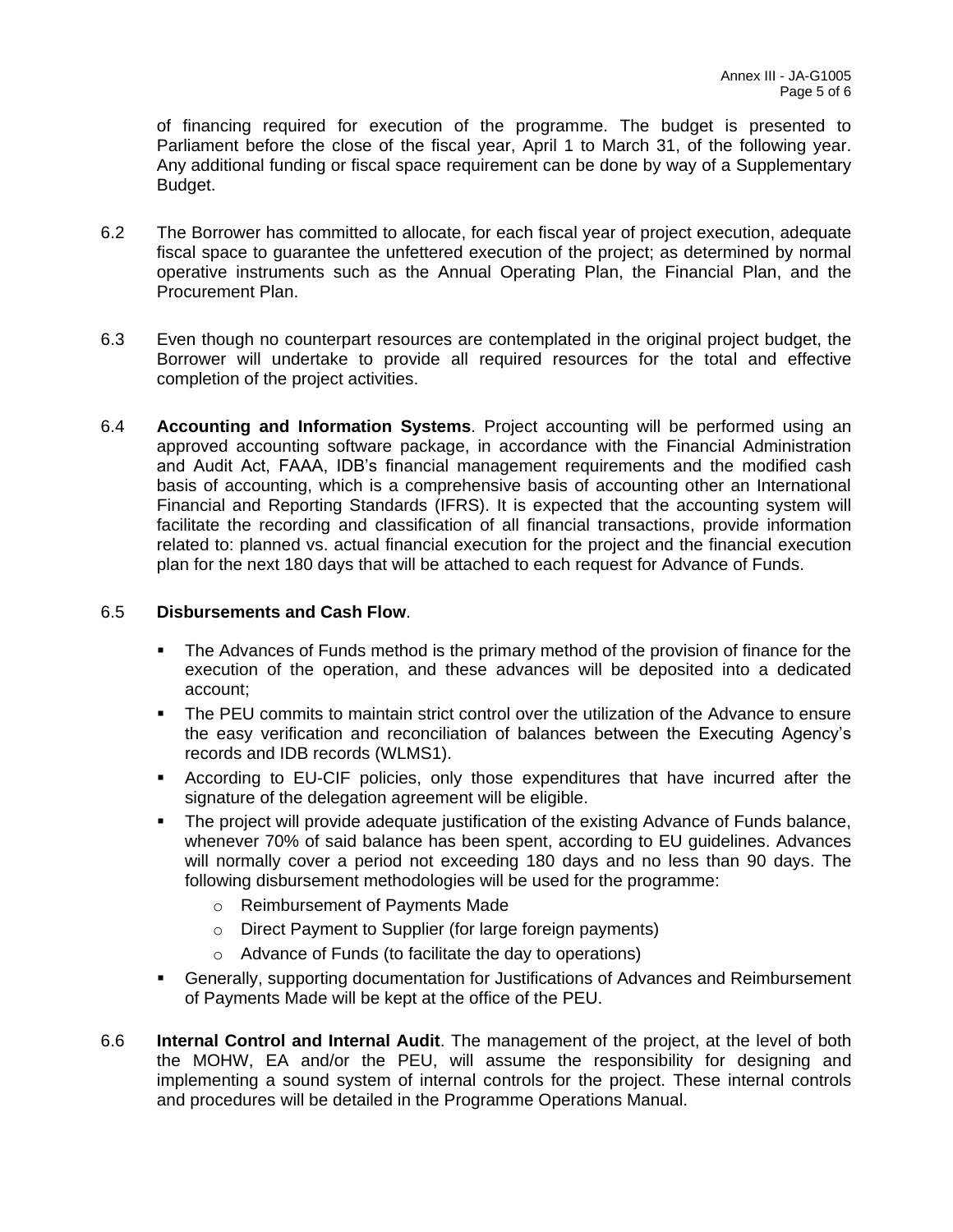of financing required for execution of the programme. The budget is presented to Parliament before the close of the fiscal year, April 1 to March 31, of the following year. Any additional funding or fiscal space requirement can be done by way of a Supplementary Budget.

6.2 The Borrower has committed to allocate, for each fiscal year of project execution, adequate fiscal space to guarantee the unfettered execution of the project; as determined by normal operative instruments such as the Annual Operating Plan, the Financial Plan, and the Procurement Plan.

6.3 Even though no counterpart resources are contemplated in the original project budget, the Borrower will undertake to provide all required resources for the total and effective completion of the project activities.

6.4 **Accounting and Information Systems**. Project accounting will be performed using an approved accounting software package, in accordance with the Financial Administration and Audit Act, FAAA, IDB's financial management requirements and the modified cash basis of accounting, which is a comprehensive basis of accounting other an International Financial and Reporting Standards (IFRS). It is expected that the accounting system will facilitate the recording and classification of all financial transactions, provide information related to: planned vs. actual financial execution for the project and the financial execution plan for the next 180 days that will be attached to each request for Advance of Funds.

6.5 **Disbursements and Cash Flow**.

- The Advances of Funds method is the primary method of the provision of finance for the execution of the operation, and these advances will be deposited into a dedicated account;
- The PEU commits to maintain strict control over the utilization of the Advance to ensure the easy verification and reconciliation of balances between the Executing Agency's records and IDB records (WLMS1).
- According to EU-CIF policies, only those expenditures that have incurred after the signature of the delegation agreement will be eligible.
- The project will provide adequate justification of the existing Advance of Funds balance, whenever 70% of said balance has been spent, according to EU guidelines. Advances will normally cover a period not exceeding 180 days and no less than 90 days. The following disbursement methodologies will be used for the programme:
  - Reimbursement of Payments Made
  - Direct Payment to Supplier (for large foreign payments)
  - Advance of Funds (to facilitate the day to operations)
- Generally, supporting documentation for Justifications of Advances and Reimbursement of Payments Made will be kept at the office of the PEU.

6.6 **Internal Control and Internal Audit**. The management of the project, at the level of both the MOHW, EA and/or the PEU, will assume the responsibility for designing and implementing a sound system of internal controls for the project. These internal controls and procedures will be detailed in the Programme Operations Manual.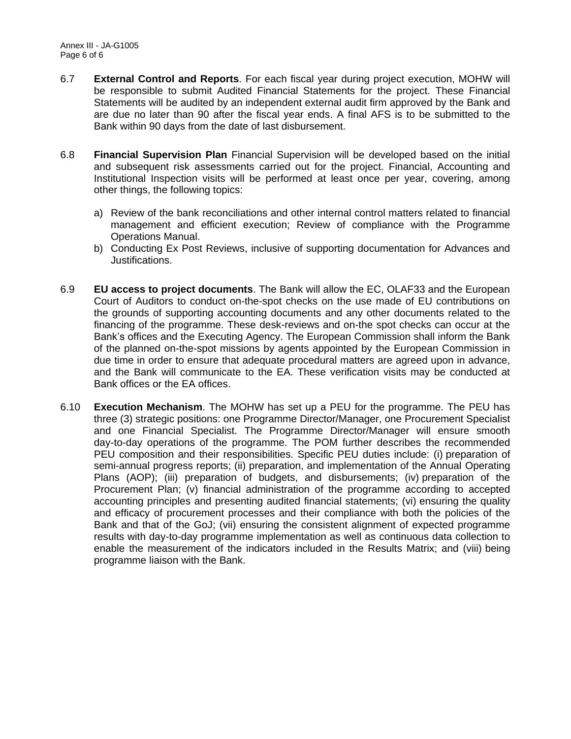6.7 **External Control and Reports**. For each fiscal year during project execution, MOHW will be responsible to submit Audited Financial Statements for the project. These Financial Statements will be audited by an independent external audit firm approved by the Bank and are due no later than 90 after the fiscal year ends. A final AFS is to be submitted to the Bank within 90 days from the date of last disbursement.

6.8 **Financial Supervision Plan** Financial Supervision will be developed based on the initial and subsequent risk assessments carried out for the project. Financial, Accounting and Institutional Inspection visits will be performed at least once per year, covering, among other things, the following topics:

a) Review of the bank reconciliations and other internal control matters related to financial management and efficient execution; Review of compliance with the Programme Operations Manual.
b) Conducting Ex Post Reviews, inclusive of supporting documentation for Advances and Justifications.

6.9 **EU access to project documents**. The Bank will allow the EC, OLAF33 and the European Court of Auditors to conduct on-the-spot checks on the use made of EU contributions on the grounds of supporting accounting documents and any other documents related to the financing of the programme. These desk-reviews and on-the spot checks can occur at the Bank's offices and the Executing Agency. The European Commission shall inform the Bank of the planned on-the-spot missions by agents appointed by the European Commission in due time in order to ensure that adequate procedural matters are agreed upon in advance, and the Bank will communicate to the EA. These verification visits may be conducted at Bank offices or the EA offices.

6.10 **Execution Mechanism**. The MOHW has set up a PEU for the programme. The PEU has three (3) strategic positions: one Programme Director/Manager, one Procurement Specialist and one Financial Specialist. The Programme Director/Manager will ensure smooth day-to-day operations of the programme. The POM further describes the recommended PEU composition and their responsibilities. Specific PEU duties include: (i) preparation of semi-annual progress reports; (ii) preparation, and implementation of the Annual Operating Plans (AOP); (iii) preparation of budgets, and disbursements; (iv) preparation of the Procurement Plan; (v) financial administration of the programme according to accepted accounting principles and presenting audited financial statements; (vi) ensuring the quality and efficacy of procurement processes and their compliance with both the policies of the Bank and that of the GoJ; (vii) ensuring the consistent alignment of expected programme results with day-to-day programme implementation as well as continuous data collection to enable the measurement of the indicators included in the Results Matrix; and (viii) being programme liaison with the Bank.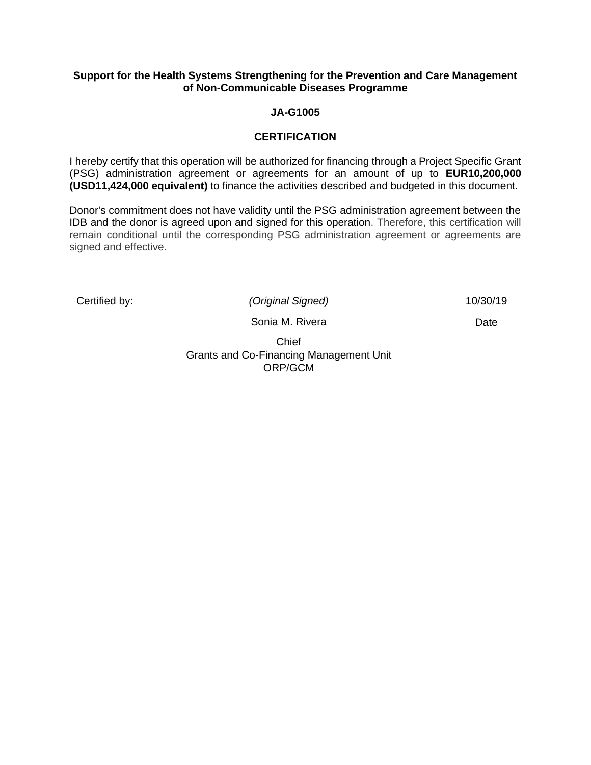**Support for the Health Systems Strengthening for the Prevention and Care Management of Non-Communicable Diseases Programme**

**JA-G1005**

**CERTIFICATION**

I hereby certify that this operation will be authorized for financing through a Project Specific Grant (PSG) administration agreement or agreements for an amount of up to **EUR10,200,000 (USD11,424,000 equivalent)** to finance the activities described and budgeted in this document.

Donor's commitment does not have validity until the PSG administration agreement between the IDB and the donor is agreed upon and signed for this operation. Therefore, this certification will remain conditional until the corresponding PSG administration agreement or agreements are signed and effective.

| Certified by: | *(Original Signed)* | 10/30/19 |
|---|---|---|
| | Sonia M. Rivera | Date |

Chief
Grants and Co-Financing Management Unit
ORP/GCM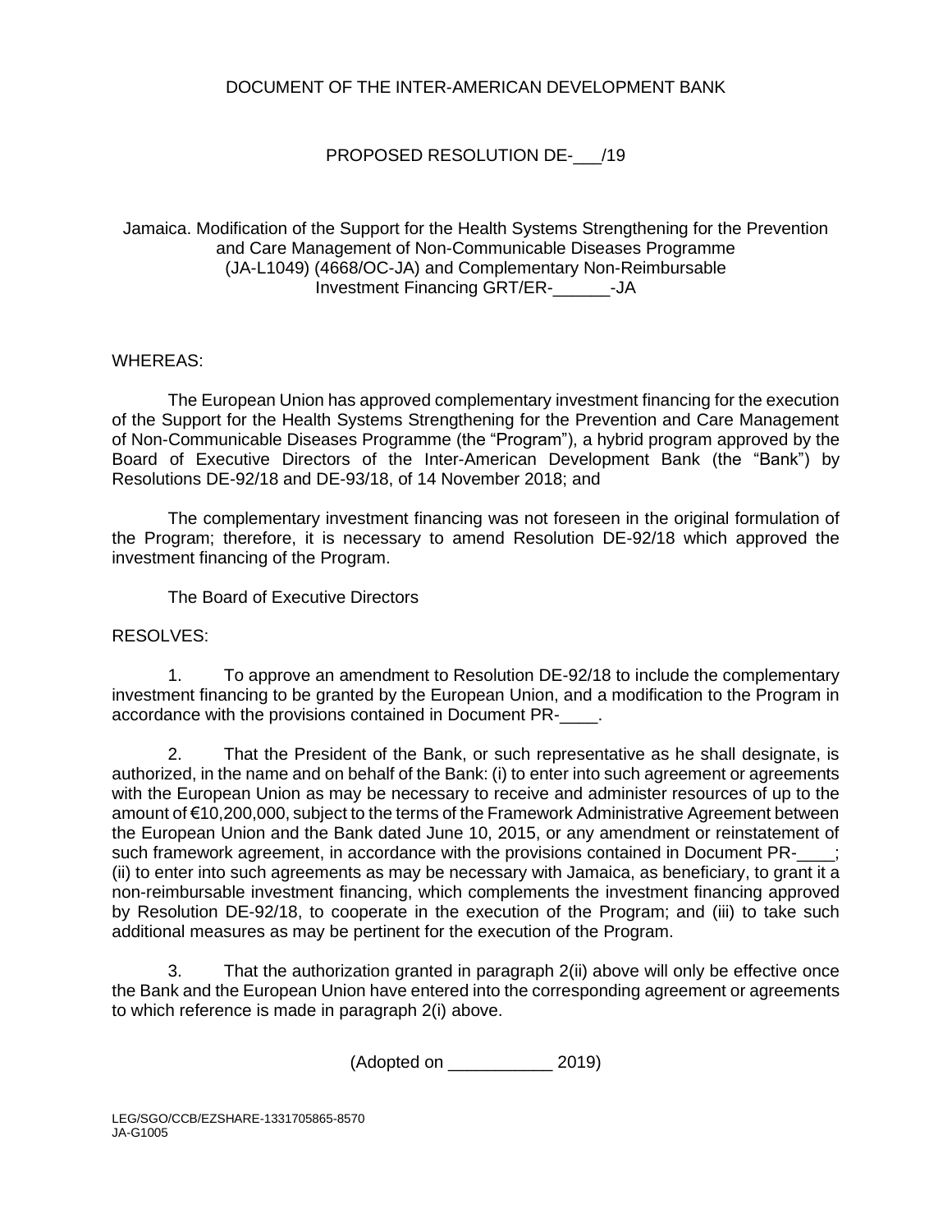DOCUMENT OF THE INTER-AMERICAN DEVELOPMENT BANK

PROPOSED RESOLUTION DE-___/19

Jamaica. Modification of the Support for the Health Systems Strengthening for the Prevention and Care Management of Non-Communicable Diseases Programme (JA-L1049) (4668/OC-JA) and Complementary Non-Reimbursable Investment Financing GRT/ER-______-JA

WHEREAS:

The European Union has approved complementary investment financing for the execution of the Support for the Health Systems Strengthening for the Prevention and Care Management of Non-Communicable Diseases Programme (the "Program"), a hybrid program approved by the Board of Executive Directors of the Inter-American Development Bank (the "Bank") by Resolutions DE-92/18 and DE-93/18, of 14 November 2018; and

The complementary investment financing was not foreseen in the original formulation of the Program; therefore, it is necessary to amend Resolution DE-92/18 which approved the investment financing of the Program.

The Board of Executive Directors

RESOLVES:

1. To approve an amendment to Resolution DE-92/18 to include the complementary investment financing to be granted by the European Union, and a modification to the Program in accordance with the provisions contained in Document PR-____.

2. That the President of the Bank, or such representative as he shall designate, is authorized, in the name and on behalf of the Bank: (i) to enter into such agreement or agreements with the European Union as may be necessary to receive and administer resources of up to the amount of €10,200,000, subject to the terms of the Framework Administrative Agreement between the European Union and the Bank dated June 10, 2015, or any amendment or reinstatement of such framework agreement, in accordance with the provisions contained in Document PR-____; (ii) to enter into such agreements as may be necessary with Jamaica, as beneficiary, to grant it a non-reimbursable investment financing, which complements the investment financing approved by Resolution DE-92/18, to cooperate in the execution of the Program; and (iii) to take such additional measures as may be pertinent for the execution of the Program.

3. That the authorization granted in paragraph 2(ii) above will only be effective once the Bank and the European Union have entered into the corresponding agreement or agreements to which reference is made in paragraph 2(i) above.

(Adopted on ___________ 2019)

LEG/SGO/CCB/EZSHARE-1331705865-8570
JA-G1005